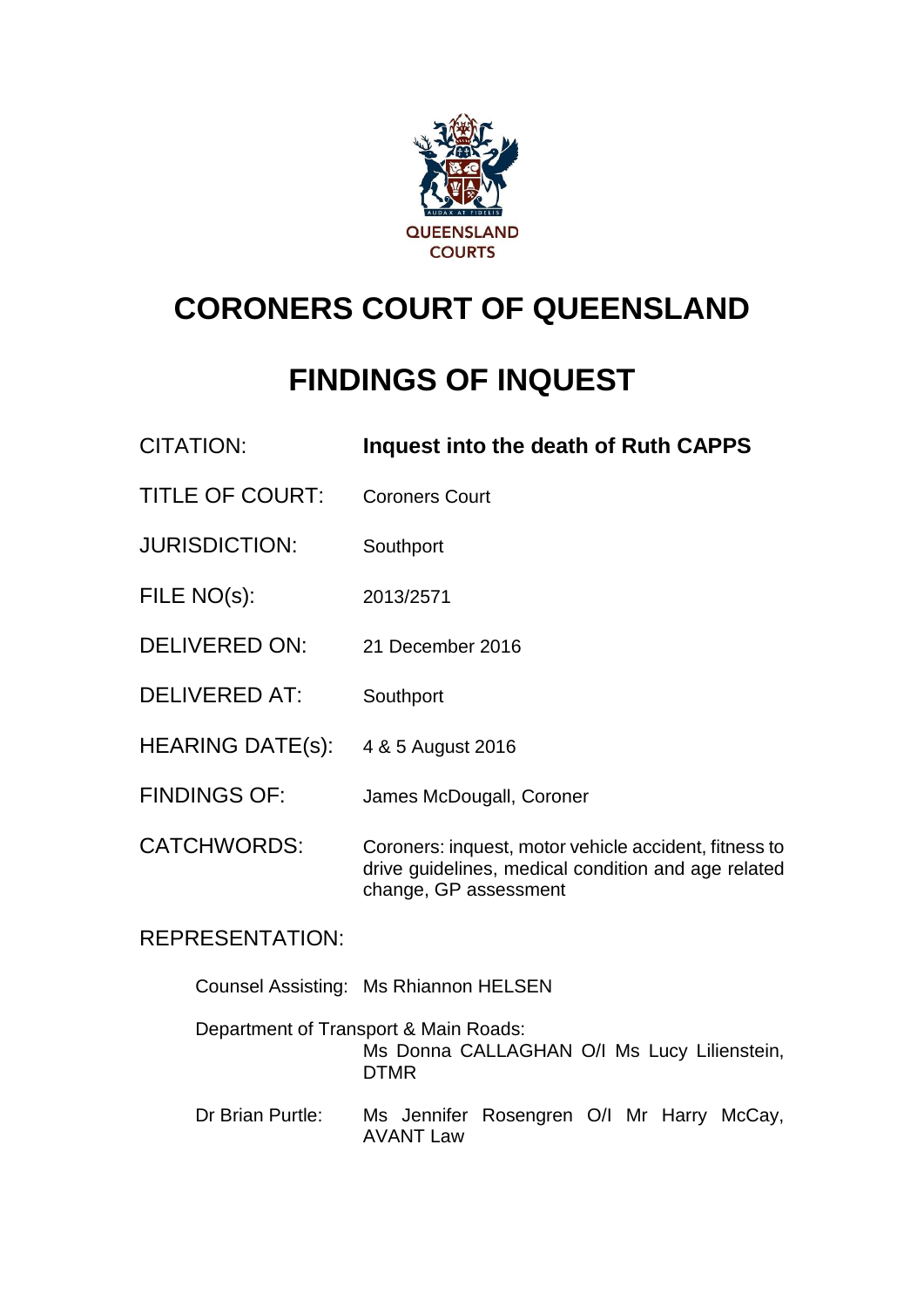QUEENSLAND COURTS

# CORONERS COURT OF QUEENSLAND

# FINDINGS OF INQUEST

| | |
|---|---|
| CITATION: | **Inquest into the death of Ruth CAPPS** |
| TITLE OF COURT: | Coroners Court |
| JURISDICTION: | Southport |
| FILE NO(s): | 2013/2571 |
| DELIVERED ON: | 21 December 2016 |
| DELIVERED AT: | Southport |
| HEARING DATE(s): | 4 & 5 August 2016 |
| FINDINGS OF: | James McDougall, Coroner |
| CATCHWORDS: | Coroners: inquest, motor vehicle accident, fitness to drive guidelines, medical condition and age related change, GP assessment |

REPRESENTATION:

Counsel Assisting: Ms Rhiannon HELSEN

Department of Transport & Main Roads: Ms Donna CALLAGHAN O/I Ms Lucy Lilienstein, DTMR

Dr Brian Purtle: Ms Jennifer Rosengren O/I Mr Harry McCay, AVANT Law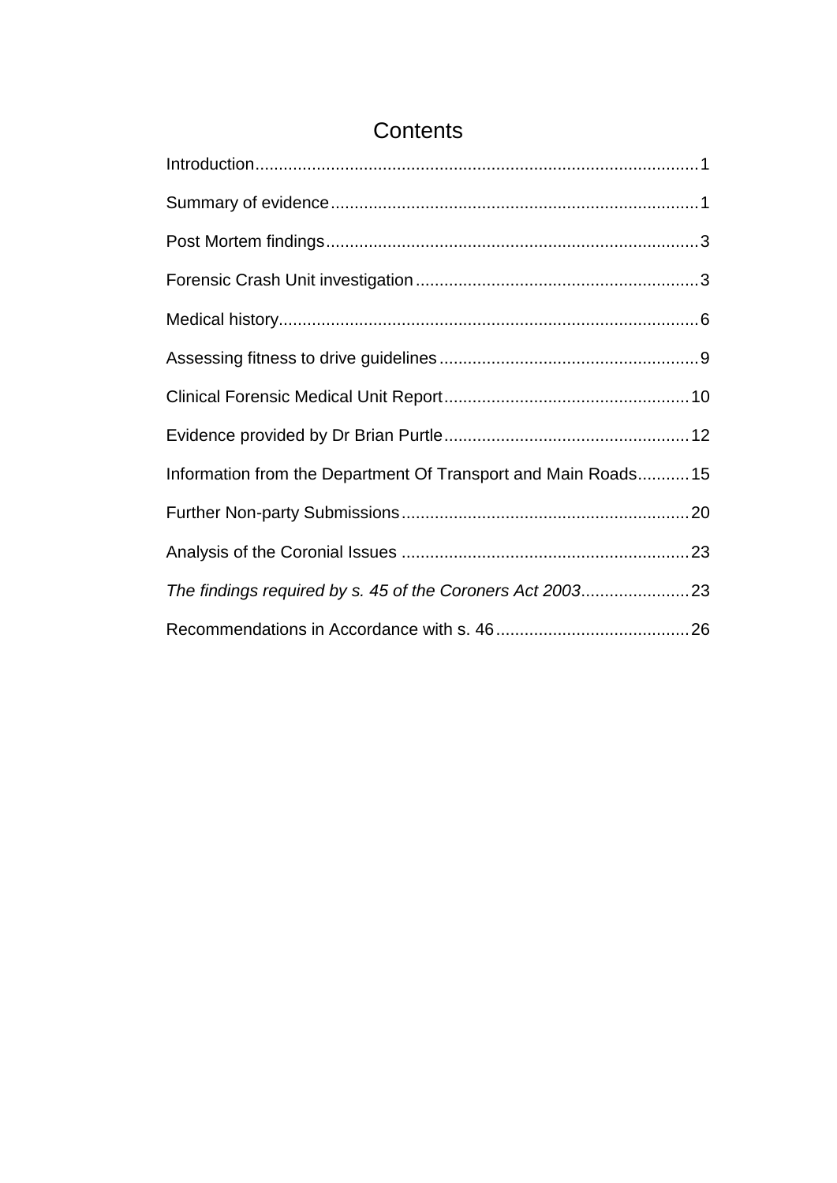# Contents

Introduction............................................................................................1

Summary of evidence.............................................................................1

Post Mortem findings..............................................................................3

Forensic Crash Unit investigation............................................................3

Medical history........................................................................................6

Assessing fitness to drive guidelines.......................................................9

Clinical Forensic Medical Unit Report....................................................10

Evidence provided by Dr Brian Purtle....................................................12

Information from the Department Of Transport and Main Roads...........15

Further Non-party Submissions.............................................................20

Analysis of the Coronial Issues.............................................................23

*The findings required by s. 45 of the Coroners Act 2003*.......................23

Recommendations in Accordance with s. 46.........................................26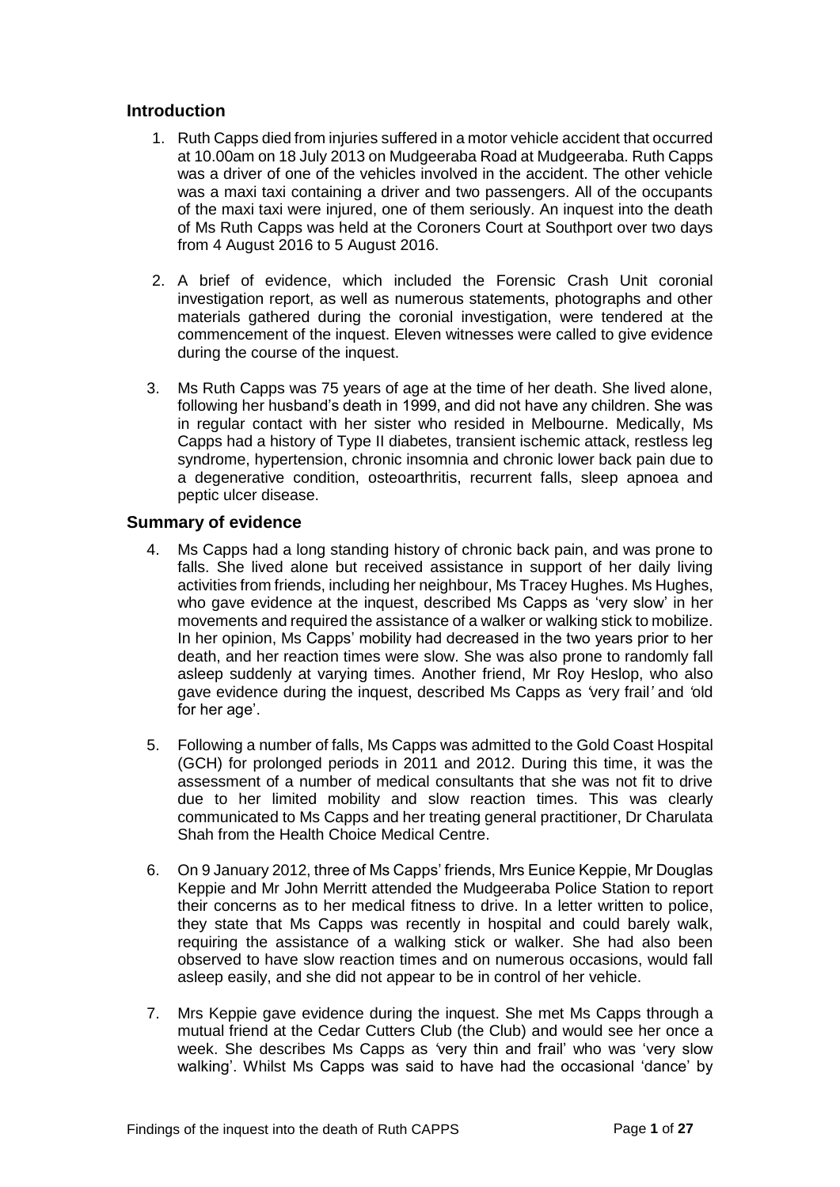## Introduction

1. Ruth Capps died from injuries suffered in a motor vehicle accident that occurred at 10.00am on 18 July 2013 on Mudgeeraba Road at Mudgeeraba. Ruth Capps was a driver of one of the vehicles involved in the accident. The other vehicle was a maxi taxi containing a driver and two passengers. All of the occupants of the maxi taxi were injured, one of them seriously. An inquest into the death of Ms Ruth Capps was held at the Coroners Court at Southport over two days from 4 August 2016 to 5 August 2016.

2. A brief of evidence, which included the Forensic Crash Unit coronial investigation report, as well as numerous statements, photographs and other materials gathered during the coronial investigation, were tendered at the commencement of the inquest. Eleven witnesses were called to give evidence during the course of the inquest.

3. Ms Ruth Capps was 75 years of age at the time of her death. She lived alone, following her husband's death in 1999, and did not have any children. She was in regular contact with her sister who resided in Melbourne. Medically, Ms Capps had a history of Type II diabetes, transient ischemic attack, restless leg syndrome, hypertension, chronic insomnia and chronic lower back pain due to a degenerative condition, osteoarthritis, recurrent falls, sleep apnoea and peptic ulcer disease.

## Summary of evidence

4. Ms Capps had a long standing history of chronic back pain, and was prone to falls. She lived alone but received assistance in support of her daily living activities from friends, including her neighbour, Ms Tracey Hughes. Ms Hughes, who gave evidence at the inquest, described Ms Capps as 'very slow' in her movements and required the assistance of a walker or walking stick to mobilize. In her opinion, Ms Capps' mobility had decreased in the two years prior to her death, and her reaction times were slow. She was also prone to randomly fall asleep suddenly at varying times. Another friend, Mr Roy Heslop, who also gave evidence during the inquest, described Ms Capps as 'very frail' and 'old for her age'.

5. Following a number of falls, Ms Capps was admitted to the Gold Coast Hospital (GCH) for prolonged periods in 2011 and 2012. During this time, it was the assessment of a number of medical consultants that she was not fit to drive due to her limited mobility and slow reaction times. This was clearly communicated to Ms Capps and her treating general practitioner, Dr Charulata Shah from the Health Choice Medical Centre.

6. On 9 January 2012, three of Ms Capps' friends, Mrs Eunice Keppie, Mr Douglas Keppie and Mr John Merritt attended the Mudgeeraba Police Station to report their concerns as to her medical fitness to drive. In a letter written to police, they state that Ms Capps was recently in hospital and could barely walk, requiring the assistance of a walking stick or walker. She had also been observed to have slow reaction times and on numerous occasions, would fall asleep easily, and she did not appear to be in control of her vehicle.

7. Mrs Keppie gave evidence during the inquest. She met Ms Capps through a mutual friend at the Cedar Cutters Club (the Club) and would see her once a week. She describes Ms Capps as 'very thin and frail' who was 'very slow walking'. Whilst Ms Capps was said to have had the occasional 'dance' by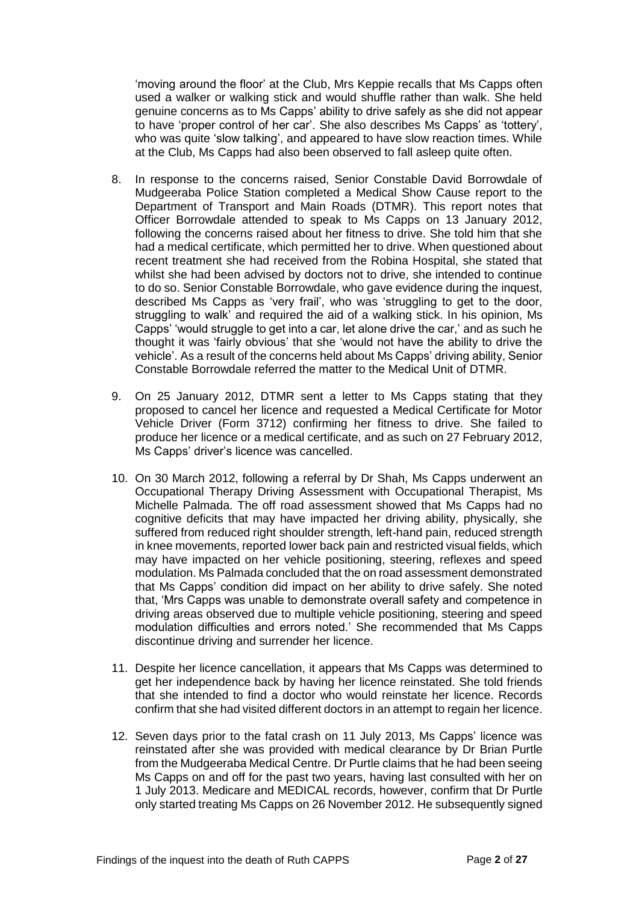'moving around the floor' at the Club, Mrs Keppie recalls that Ms Capps often used a walker or walking stick and would shuffle rather than walk. She held genuine concerns as to Ms Capps' ability to drive safely as she did not appear to have 'proper control of her car'. She also describes Ms Capps' as 'tottery', who was quite 'slow talking', and appeared to have slow reaction times. While at the Club, Ms Capps had also been observed to fall asleep quite often.

8. In response to the concerns raised, Senior Constable David Borrowdale of Mudgeeraba Police Station completed a Medical Show Cause report to the Department of Transport and Main Roads (DTMR). This report notes that Officer Borrowdale attended to speak to Ms Capps on 13 January 2012, following the concerns raised about her fitness to drive. She told him that she had a medical certificate, which permitted her to drive. When questioned about recent treatment she had received from the Robina Hospital, she stated that whilst she had been advised by doctors not to drive, she intended to continue to do so. Senior Constable Borrowdale, who gave evidence during the inquest, described Ms Capps as 'very frail', who was 'struggling to get to the door, struggling to walk' and required the aid of a walking stick. In his opinion, Ms Capps' 'would struggle to get into a car, let alone drive the car,' and as such he thought it was 'fairly obvious' that she 'would not have the ability to drive the vehicle'. As a result of the concerns held about Ms Capps' driving ability, Senior Constable Borrowdale referred the matter to the Medical Unit of DTMR.

9. On 25 January 2012, DTMR sent a letter to Ms Capps stating that they proposed to cancel her licence and requested a Medical Certificate for Motor Vehicle Driver (Form 3712) confirming her fitness to drive. She failed to produce her licence or a medical certificate, and as such on 27 February 2012, Ms Capps' driver's licence was cancelled.

10. On 30 March 2012, following a referral by Dr Shah, Ms Capps underwent an Occupational Therapy Driving Assessment with Occupational Therapist, Ms Michelle Palmada. The off road assessment showed that Ms Capps had no cognitive deficits that may have impacted her driving ability, physically, she suffered from reduced right shoulder strength, left-hand pain, reduced strength in knee movements, reported lower back pain and restricted visual fields, which may have impacted on her vehicle positioning, steering, reflexes and speed modulation. Ms Palmada concluded that the on road assessment demonstrated that Ms Capps' condition did impact on her ability to drive safely. She noted that, 'Mrs Capps was unable to demonstrate overall safety and competence in driving areas observed due to multiple vehicle positioning, steering and speed modulation difficulties and errors noted.' She recommended that Ms Capps discontinue driving and surrender her licence.

11. Despite her licence cancellation, it appears that Ms Capps was determined to get her independence back by having her licence reinstated. She told friends that she intended to find a doctor who would reinstate her licence. Records confirm that she had visited different doctors in an attempt to regain her licence.

12. Seven days prior to the fatal crash on 11 July 2013, Ms Capps' licence was reinstated after she was provided with medical clearance by Dr Brian Purtle from the Mudgeeraba Medical Centre. Dr Purtle claims that he had been seeing Ms Capps on and off for the past two years, having last consulted with her on 1 July 2013. Medicare and MEDICAL records, however, confirm that Dr Purtle only started treating Ms Capps on 26 November 2012. He subsequently signed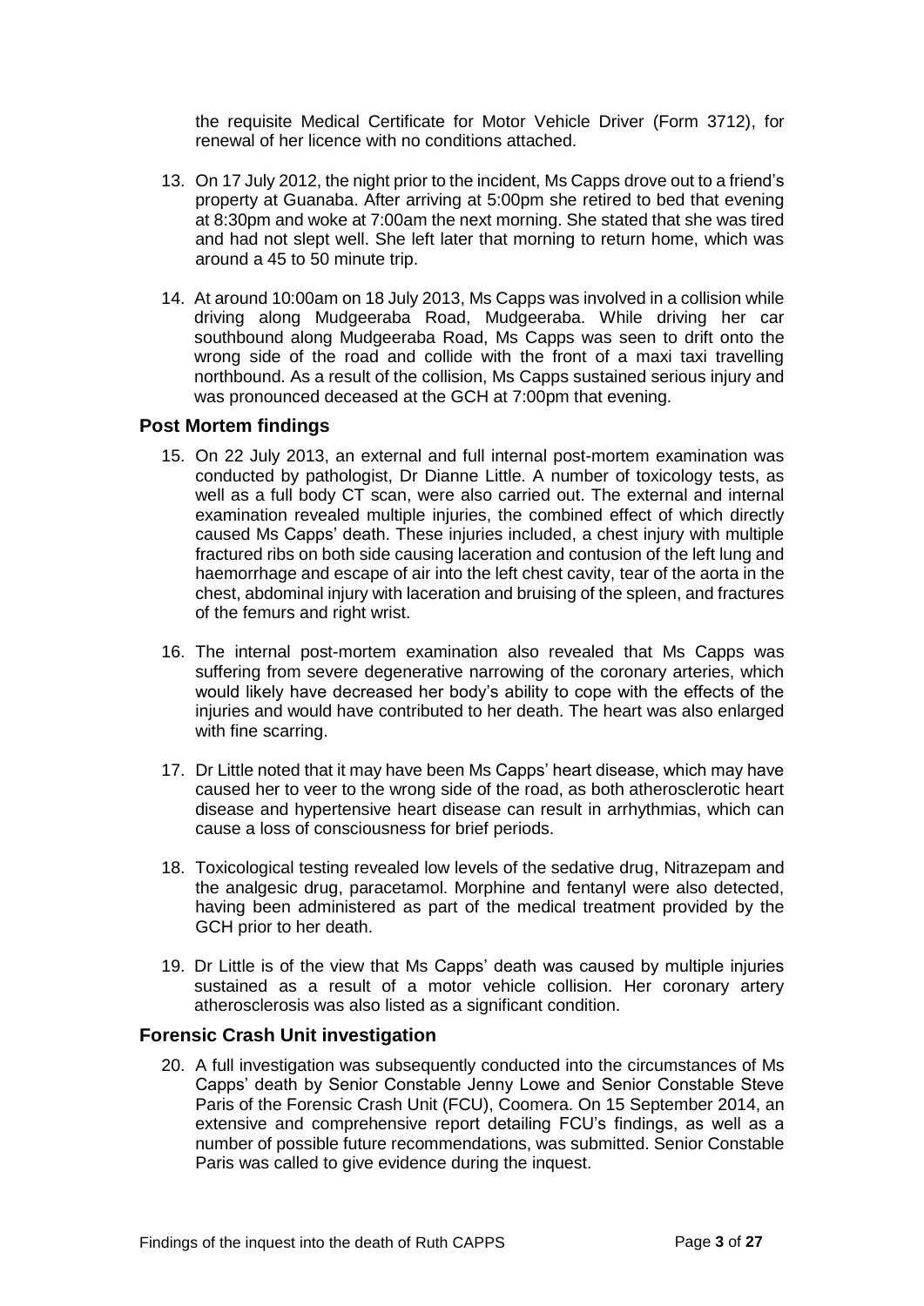the requisite Medical Certificate for Motor Vehicle Driver (Form 3712), for renewal of her licence with no conditions attached.

13. On 17 July 2012, the night prior to the incident, Ms Capps drove out to a friend's property at Guanaba. After arriving at 5:00pm she retired to bed that evening at 8:30pm and woke at 7:00am the next morning. She stated that she was tired and had not slept well. She left later that morning to return home, which was around a 45 to 50 minute trip.

14. At around 10:00am on 18 July 2013, Ms Capps was involved in a collision while driving along Mudgeeraba Road, Mudgeeraba. While driving her car southbound along Mudgeeraba Road, Ms Capps was seen to drift onto the wrong side of the road and collide with the front of a maxi taxi travelling northbound. As a result of the collision, Ms Capps sustained serious injury and was pronounced deceased at the GCH at 7:00pm that evening.

## Post Mortem findings

15. On 22 July 2013, an external and full internal post-mortem examination was conducted by pathologist, Dr Dianne Little. A number of toxicology tests, as well as a full body CT scan, were also carried out. The external and internal examination revealed multiple injuries, the combined effect of which directly caused Ms Capps' death. These injuries included, a chest injury with multiple fractured ribs on both side causing laceration and contusion of the left lung and haemorrhage and escape of air into the left chest cavity, tear of the aorta in the chest, abdominal injury with laceration and bruising of the spleen, and fractures of the femurs and right wrist.

16. The internal post-mortem examination also revealed that Ms Capps was suffering from severe degenerative narrowing of the coronary arteries, which would likely have decreased her body's ability to cope with the effects of the injuries and would have contributed to her death. The heart was also enlarged with fine scarring.

17. Dr Little noted that it may have been Ms Capps' heart disease, which may have caused her to veer to the wrong side of the road, as both atherosclerotic heart disease and hypertensive heart disease can result in arrhythmias, which can cause a loss of consciousness for brief periods.

18. Toxicological testing revealed low levels of the sedative drug, Nitrazepam and the analgesic drug, paracetamol. Morphine and fentanyl were also detected, having been administered as part of the medical treatment provided by the GCH prior to her death.

19. Dr Little is of the view that Ms Capps' death was caused by multiple injuries sustained as a result of a motor vehicle collision. Her coronary artery atherosclerosis was also listed as a significant condition.

## Forensic Crash Unit investigation

20. A full investigation was subsequently conducted into the circumstances of Ms Capps' death by Senior Constable Jenny Lowe and Senior Constable Steve Paris of the Forensic Crash Unit (FCU), Coomera. On 15 September 2014, an extensive and comprehensive report detailing FCU's findings, as well as a number of possible future recommendations, was submitted. Senior Constable Paris was called to give evidence during the inquest.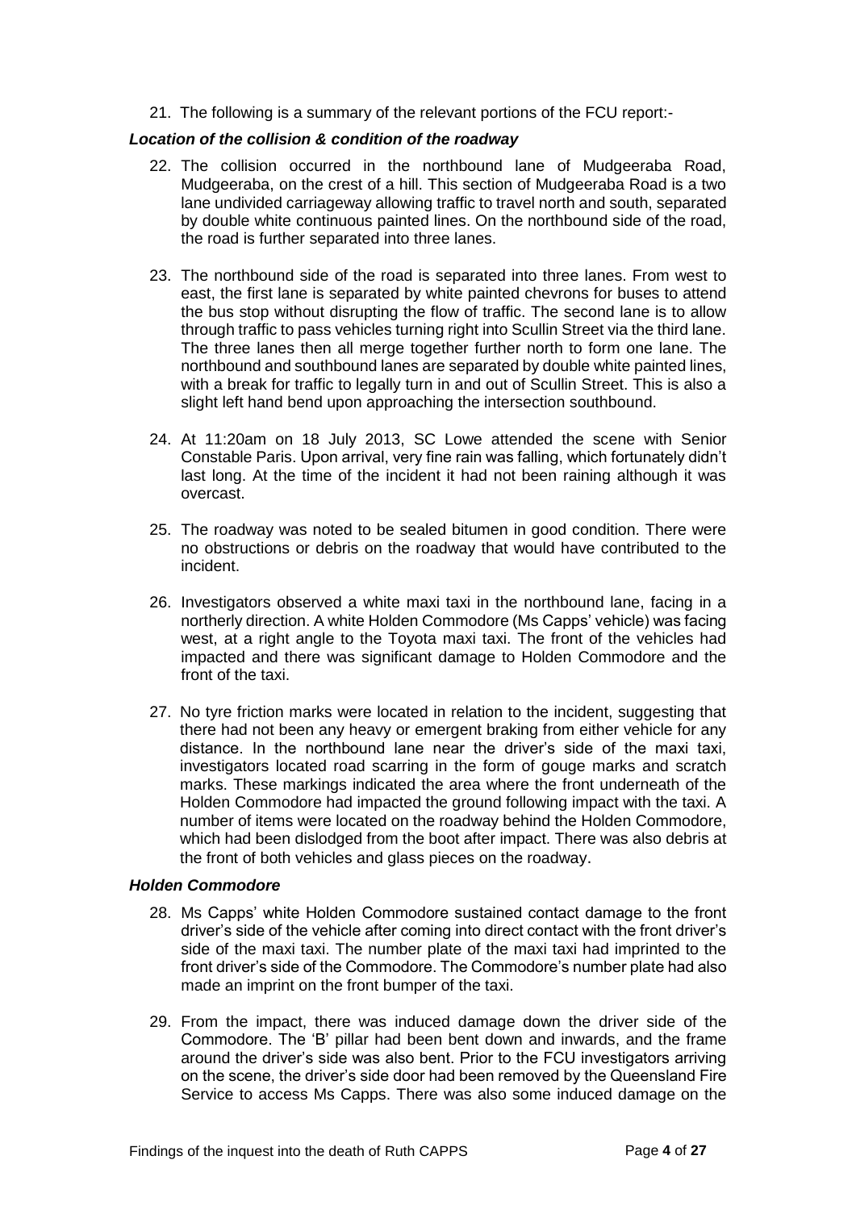21. The following is a summary of the relevant portions of the FCU report:-

### *Location of the collision & condition of the roadway*

22. The collision occurred in the northbound lane of Mudgeeraba Road, Mudgeeraba, on the crest of a hill. This section of Mudgeeraba Road is a two lane undivided carriageway allowing traffic to travel north and south, separated by double white continuous painted lines. On the northbound side of the road, the road is further separated into three lanes.

23. The northbound side of the road is separated into three lanes. From west to east, the first lane is separated by white painted chevrons for buses to attend the bus stop without disrupting the flow of traffic. The second lane is to allow through traffic to pass vehicles turning right into Scullin Street via the third lane. The three lanes then all merge together further north to form one lane. The northbound and southbound lanes are separated by double white painted lines, with a break for traffic to legally turn in and out of Scullin Street. This is also a slight left hand bend upon approaching the intersection southbound.

24. At 11:20am on 18 July 2013, SC Lowe attended the scene with Senior Constable Paris. Upon arrival, very fine rain was falling, which fortunately didn't last long. At the time of the incident it had not been raining although it was overcast.

25. The roadway was noted to be sealed bitumen in good condition. There were no obstructions or debris on the roadway that would have contributed to the incident.

26. Investigators observed a white maxi taxi in the northbound lane, facing in a northerly direction. A white Holden Commodore (Ms Capps' vehicle) was facing west, at a right angle to the Toyota maxi taxi. The front of the vehicles had impacted and there was significant damage to Holden Commodore and the front of the taxi.

27. No tyre friction marks were located in relation to the incident, suggesting that there had not been any heavy or emergent braking from either vehicle for any distance. In the northbound lane near the driver's side of the maxi taxi, investigators located road scarring in the form of gouge marks and scratch marks. These markings indicated the area where the front underneath of the Holden Commodore had impacted the ground following impact with the taxi. A number of items were located on the roadway behind the Holden Commodore, which had been dislodged from the boot after impact. There was also debris at the front of both vehicles and glass pieces on the roadway.

### *Holden Commodore*

28. Ms Capps' white Holden Commodore sustained contact damage to the front driver's side of the vehicle after coming into direct contact with the front driver's side of the maxi taxi. The number plate of the maxi taxi had imprinted to the front driver's side of the Commodore. The Commodore's number plate had also made an imprint on the front bumper of the taxi.

29. From the impact, there was induced damage down the driver side of the Commodore. The 'B' pillar had been bent down and inwards, and the frame around the driver's side was also bent. Prior to the FCU investigators arriving on the scene, the driver's side door had been removed by the Queensland Fire Service to access Ms Capps. There was also some induced damage on the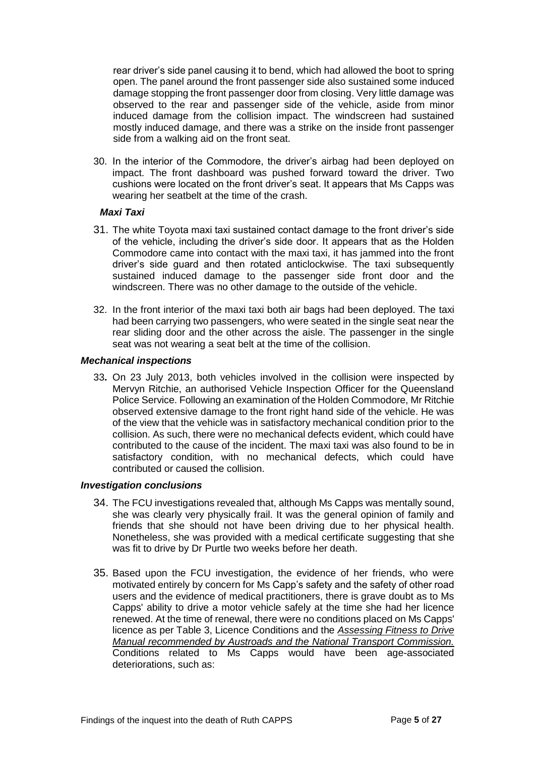rear driver's side panel causing it to bend, which had allowed the boot to spring open. The panel around the front passenger side also sustained some induced damage stopping the front passenger door from closing. Very little damage was observed to the rear and passenger side of the vehicle, aside from minor induced damage from the collision impact. The windscreen had sustained mostly induced damage, and there was a strike on the inside front passenger side from a walking aid on the front seat.

30. In the interior of the Commodore, the driver's airbag had been deployed on impact. The front dashboard was pushed forward toward the driver. Two cushions were located on the front driver's seat. It appears that Ms Capps was wearing her seatbelt at the time of the crash.

### *Maxi Taxi*

31. The white Toyota maxi taxi sustained contact damage to the front driver's side of the vehicle, including the driver's side door. It appears that as the Holden Commodore came into contact with the maxi taxi, it has jammed into the front driver's side guard and then rotated anticlockwise. The taxi subsequently sustained induced damage to the passenger side front door and the windscreen. There was no other damage to the outside of the vehicle.

32. In the front interior of the maxi taxi both air bags had been deployed. The taxi had been carrying two passengers, who were seated in the single seat near the rear sliding door and the other across the aisle. The passenger in the single seat was not wearing a seat belt at the time of the collision.

### *Mechanical inspections*

33. On 23 July 2013, both vehicles involved in the collision were inspected by Mervyn Ritchie, an authorised Vehicle Inspection Officer for the Queensland Police Service. Following an examination of the Holden Commodore, Mr Ritchie observed extensive damage to the front right hand side of the vehicle. He was of the view that the vehicle was in satisfactory mechanical condition prior to the collision. As such, there were no mechanical defects evident, which could have contributed to the cause of the incident. The maxi taxi was also found to be in satisfactory condition, with no mechanical defects, which could have contributed or caused the collision.

### *Investigation conclusions*

34. The FCU investigations revealed that, although Ms Capps was mentally sound, she was clearly very physically frail. It was the general opinion of family and friends that she should not have been driving due to her physical health. Nonetheless, she was provided with a medical certificate suggesting that she was fit to drive by Dr Purtle two weeks before her death.

35. Based upon the FCU investigation, the evidence of her friends, who were motivated entirely by concern for Ms Capp's safety and the safety of other road users and the evidence of medical practitioners, there is grave doubt as to Ms Capps' ability to drive a motor vehicle safely at the time she had her licence renewed. At the time of renewal, there were no conditions placed on Ms Capps' licence as per Table 3, Licence Conditions and the *Assessing Fitness to Drive Manual recommended by Austroads and the National Transport Commission.* Conditions related to Ms Capps would have been age-associated deteriorations, such as: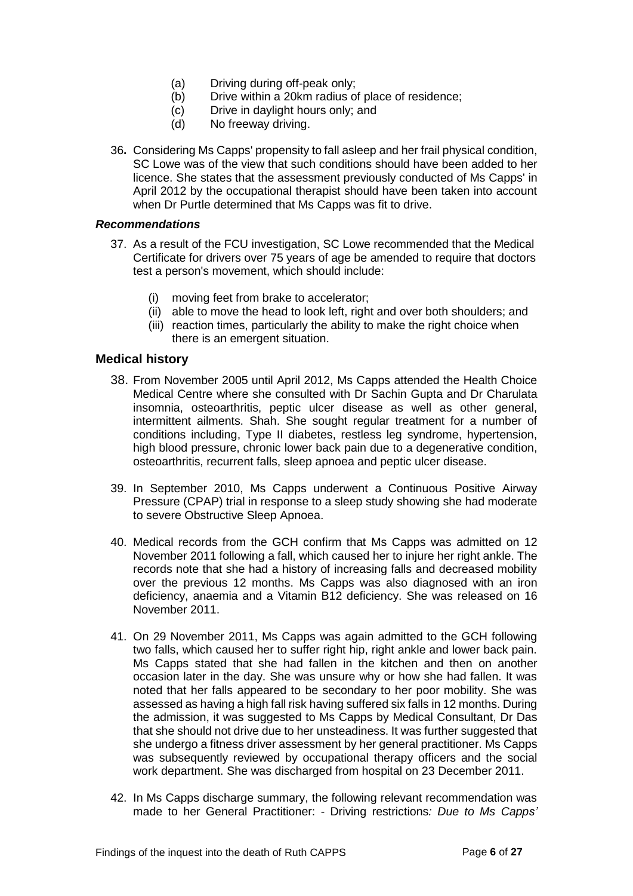(a) Driving during off-peak only;
(b) Drive within a 20km radius of place of residence;
(c) Drive in daylight hours only; and
(d) No freeway driving.

36. Considering Ms Capps' propensity to fall asleep and her frail physical condition, SC Lowe was of the view that such conditions should have been added to her licence. She states that the assessment previously conducted of Ms Capps' in April 2012 by the occupational therapist should have been taken into account when Dr Purtle determined that Ms Capps was fit to drive.

### *Recommendations*

37. As a result of the FCU investigation, SC Lowe recommended that the Medical Certificate for drivers over 75 years of age be amended to require that doctors test a person's movement, which should include:

    (i) moving feet from brake to accelerator;
    (ii) able to move the head to look left, right and over both shoulders; and
    (iii) reaction times, particularly the ability to make the right choice when there is an emergent situation.

## Medical history

38. From November 2005 until April 2012, Ms Capps attended the Health Choice Medical Centre where she consulted with Dr Sachin Gupta and Dr Charulata insomnia, osteoarthritis, peptic ulcer disease as well as other general, intermittent ailments. Shah. She sought regular treatment for a number of conditions including, Type II diabetes, restless leg syndrome, hypertension, high blood pressure, chronic lower back pain due to a degenerative condition, osteoarthritis, recurrent falls, sleep apnoea and peptic ulcer disease.

39. In September 2010, Ms Capps underwent a Continuous Positive Airway Pressure (CPAP) trial in response to a sleep study showing she had moderate to severe Obstructive Sleep Apnoea.

40. Medical records from the GCH confirm that Ms Capps was admitted on 12 November 2011 following a fall, which caused her to injure her right ankle. The records note that she had a history of increasing falls and decreased mobility over the previous 12 months. Ms Capps was also diagnosed with an iron deficiency, anaemia and a Vitamin B12 deficiency. She was released on 16 November 2011.

41. On 29 November 2011, Ms Capps was again admitted to the GCH following two falls, which caused her to suffer right hip, right ankle and lower back pain. Ms Capps stated that she had fallen in the kitchen and then on another occasion later in the day. She was unsure why or how she had fallen. It was noted that her falls appeared to be secondary to her poor mobility. She was assessed as having a high fall risk having suffered six falls in 12 months. During the admission, it was suggested to Ms Capps by Medical Consultant, Dr Das that she should not drive due to her unsteadiness. It was further suggested that she undergo a fitness driver assessment by her general practitioner. Ms Capps was subsequently reviewed by occupational therapy officers and the social work department. She was discharged from hospital on 23 December 2011.

42. In Ms Capps discharge summary, the following relevant recommendation was made to her General Practitioner: - Driving restrictions*: Due to Ms Capps'*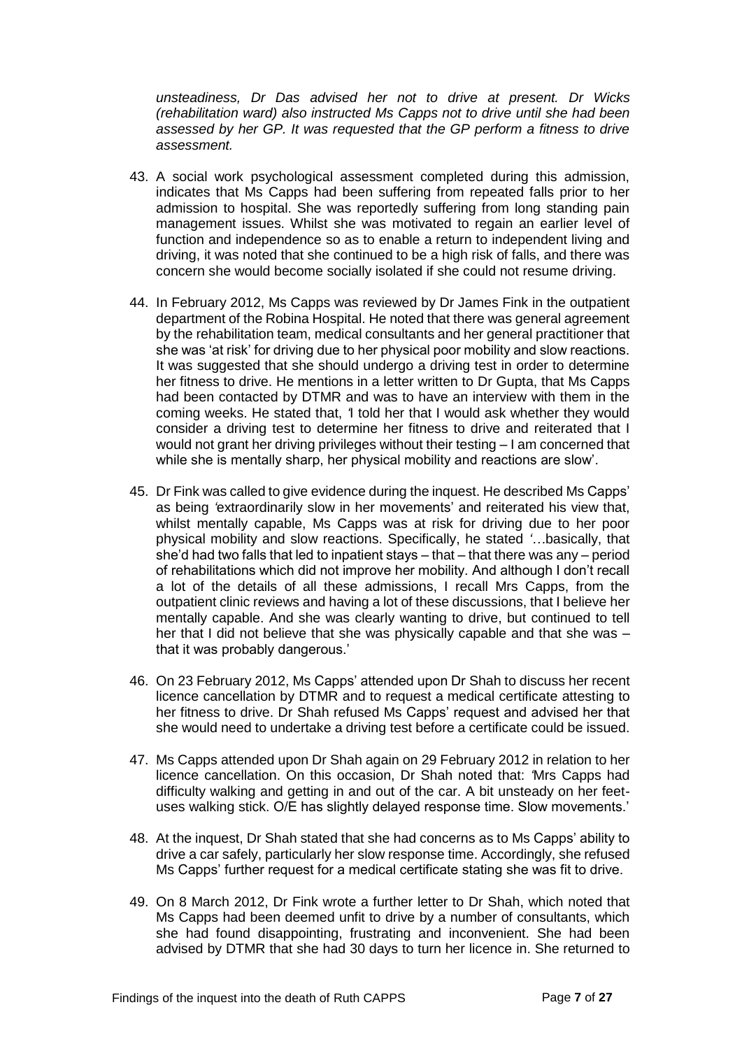*unsteadiness, Dr Das advised her not to drive at present. Dr Wicks (rehabilitation ward) also instructed Ms Capps not to drive until she had been assessed by her GP. It was requested that the GP perform a fitness to drive assessment.*

43. A social work psychological assessment completed during this admission, indicates that Ms Capps had been suffering from repeated falls prior to her admission to hospital. She was reportedly suffering from long standing pain management issues. Whilst she was motivated to regain an earlier level of function and independence so as to enable a return to independent living and driving, it was noted that she continued to be a high risk of falls, and there was concern she would become socially isolated if she could not resume driving.

44. In February 2012, Ms Capps was reviewed by Dr James Fink in the outpatient department of the Robina Hospital. He noted that there was general agreement by the rehabilitation team, medical consultants and her general practitioner that she was 'at risk' for driving due to her physical poor mobility and slow reactions. It was suggested that she should undergo a driving test in order to determine her fitness to drive. He mentions in a letter written to Dr Gupta, that Ms Capps had been contacted by DTMR and was to have an interview with them in the coming weeks. He stated that, 'I told her that I would ask whether they would consider a driving test to determine her fitness to drive and reiterated that I would not grant her driving privileges without their testing – I am concerned that while she is mentally sharp, her physical mobility and reactions are slow'.

45. Dr Fink was called to give evidence during the inquest. He described Ms Capps' as being 'extraordinarily slow in her movements' and reiterated his view that, whilst mentally capable, Ms Capps was at risk for driving due to her poor physical mobility and slow reactions. Specifically, he stated '…basically, that she'd had two falls that led to inpatient stays – that – that there was any – period of rehabilitations which did not improve her mobility. And although I don't recall a lot of the details of all these admissions, I recall Mrs Capps, from the outpatient clinic reviews and having a lot of these discussions, that I believe her mentally capable. And she was clearly wanting to drive, but continued to tell her that I did not believe that she was physically capable and that she was – that it was probably dangerous.'

46. On 23 February 2012, Ms Capps' attended upon Dr Shah to discuss her recent licence cancellation by DTMR and to request a medical certificate attesting to her fitness to drive. Dr Shah refused Ms Capps' request and advised her that she would need to undertake a driving test before a certificate could be issued.

47. Ms Capps attended upon Dr Shah again on 29 February 2012 in relation to her licence cancellation. On this occasion, Dr Shah noted that: 'Mrs Capps had difficulty walking and getting in and out of the car. A bit unsteady on her feet-uses walking stick. O/E has slightly delayed response time. Slow movements.'

48. At the inquest, Dr Shah stated that she had concerns as to Ms Capps' ability to drive a car safely, particularly her slow response time. Accordingly, she refused Ms Capps' further request for a medical certificate stating she was fit to drive.

49. On 8 March 2012, Dr Fink wrote a further letter to Dr Shah, which noted that Ms Capps had been deemed unfit to drive by a number of consultants, which she had found disappointing, frustrating and inconvenient. She had been advised by DTMR that she had 30 days to turn her licence in. She returned to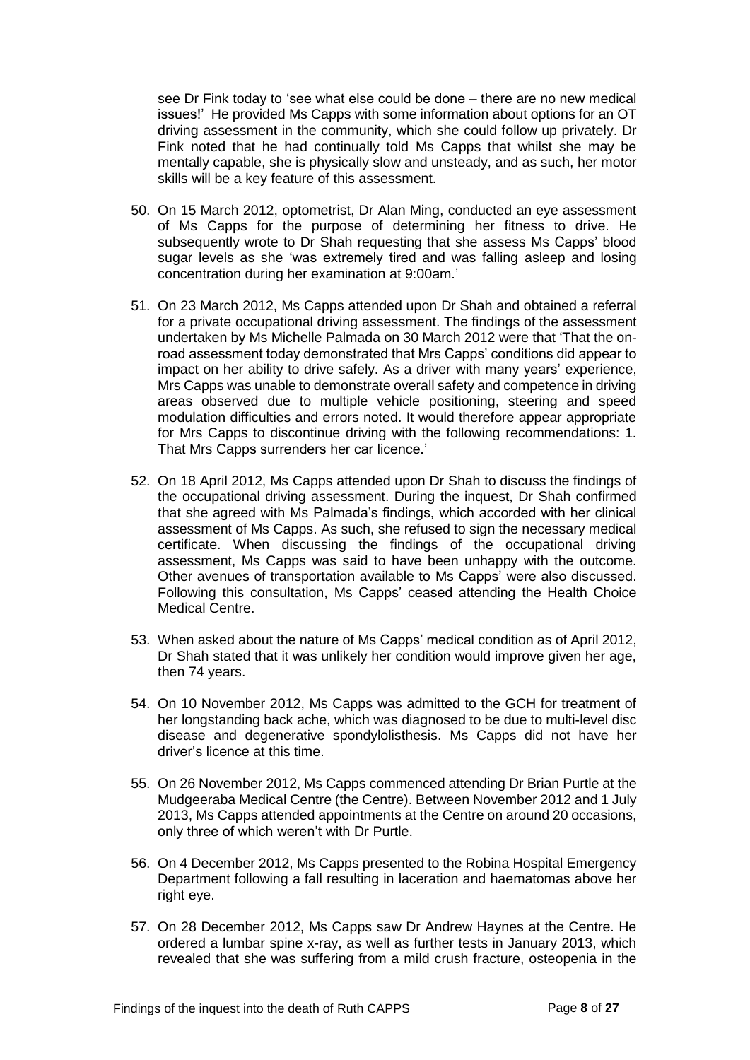see Dr Fink today to 'see what else could be done – there are no new medical issues!' He provided Ms Capps with some information about options for an OT driving assessment in the community, which she could follow up privately. Dr Fink noted that he had continually told Ms Capps that whilst she may be mentally capable, she is physically slow and unsteady, and as such, her motor skills will be a key feature of this assessment.

50. On 15 March 2012, optometrist, Dr Alan Ming, conducted an eye assessment of Ms Capps for the purpose of determining her fitness to drive. He subsequently wrote to Dr Shah requesting that she assess Ms Capps' blood sugar levels as she 'was extremely tired and was falling asleep and losing concentration during her examination at 9:00am.'

51. On 23 March 2012, Ms Capps attended upon Dr Shah and obtained a referral for a private occupational driving assessment. The findings of the assessment undertaken by Ms Michelle Palmada on 30 March 2012 were that 'That the on-road assessment today demonstrated that Mrs Capps' conditions did appear to impact on her ability to drive safely. As a driver with many years' experience, Mrs Capps was unable to demonstrate overall safety and competence in driving areas observed due to multiple vehicle positioning, steering and speed modulation difficulties and errors noted. It would therefore appear appropriate for Mrs Capps to discontinue driving with the following recommendations: 1. That Mrs Capps surrenders her car licence.'

52. On 18 April 2012, Ms Capps attended upon Dr Shah to discuss the findings of the occupational driving assessment. During the inquest, Dr Shah confirmed that she agreed with Ms Palmada's findings, which accorded with her clinical assessment of Ms Capps. As such, she refused to sign the necessary medical certificate. When discussing the findings of the occupational driving assessment, Ms Capps was said to have been unhappy with the outcome. Other avenues of transportation available to Ms Capps' were also discussed. Following this consultation, Ms Capps' ceased attending the Health Choice Medical Centre.

53. When asked about the nature of Ms Capps' medical condition as of April 2012, Dr Shah stated that it was unlikely her condition would improve given her age, then 74 years.

54. On 10 November 2012, Ms Capps was admitted to the GCH for treatment of her longstanding back ache, which was diagnosed to be due to multi-level disc disease and degenerative spondylolisthesis. Ms Capps did not have her driver's licence at this time.

55. On 26 November 2012, Ms Capps commenced attending Dr Brian Purtle at the Mudgeeraba Medical Centre (the Centre). Between November 2012 and 1 July 2013, Ms Capps attended appointments at the Centre on around 20 occasions, only three of which weren't with Dr Purtle.

56. On 4 December 2012, Ms Capps presented to the Robina Hospital Emergency Department following a fall resulting in laceration and haematomas above her right eye.

57. On 28 December 2012, Ms Capps saw Dr Andrew Haynes at the Centre. He ordered a lumbar spine x-ray, as well as further tests in January 2013, which revealed that she was suffering from a mild crush fracture, osteopenia in the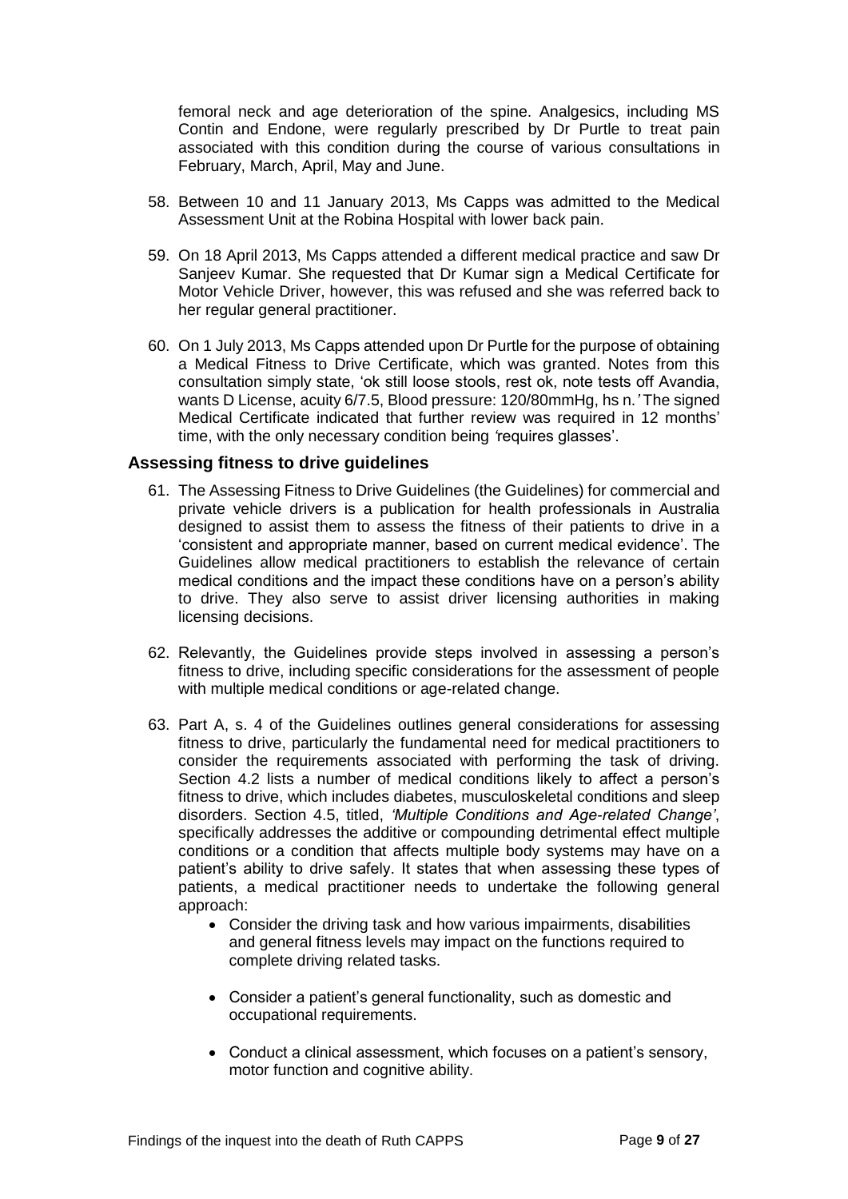femoral neck and age deterioration of the spine. Analgesics, including MS Contin and Endone, were regularly prescribed by Dr Purtle to treat pain associated with this condition during the course of various consultations in February, March, April, May and June.

58. Between 10 and 11 January 2013, Ms Capps was admitted to the Medical Assessment Unit at the Robina Hospital with lower back pain.

59. On 18 April 2013, Ms Capps attended a different medical practice and saw Dr Sanjeev Kumar. She requested that Dr Kumar sign a Medical Certificate for Motor Vehicle Driver, however, this was refused and she was referred back to her regular general practitioner.

60. On 1 July 2013, Ms Capps attended upon Dr Purtle for the purpose of obtaining a Medical Fitness to Drive Certificate, which was granted. Notes from this consultation simply state, 'ok still loose stools, rest ok, note tests off Avandia, wants D License, acuity 6/7.5, Blood pressure: 120/80mmHg, hs n.*'* The signed Medical Certificate indicated that further review was required in 12 months' time, with the only necessary condition being *'*requires glasses'.

### Assessing fitness to drive guidelines

61. The Assessing Fitness to Drive Guidelines (the Guidelines) for commercial and private vehicle drivers is a publication for health professionals in Australia designed to assist them to assess the fitness of their patients to drive in a 'consistent and appropriate manner, based on current medical evidence'. The Guidelines allow medical practitioners to establish the relevance of certain medical conditions and the impact these conditions have on a person's ability to drive. They also serve to assist driver licensing authorities in making licensing decisions.

62. Relevantly, the Guidelines provide steps involved in assessing a person's fitness to drive, including specific considerations for the assessment of people with multiple medical conditions or age-related change.

63. Part A, s. 4 of the Guidelines outlines general considerations for assessing fitness to drive, particularly the fundamental need for medical practitioners to consider the requirements associated with performing the task of driving. Section 4.2 lists a number of medical conditions likely to affect a person's fitness to drive, which includes diabetes, musculoskeletal conditions and sleep disorders. Section 4.5, titled, *'Multiple Conditions and Age-related Change'*, specifically addresses the additive or compounding detrimental effect multiple conditions or a condition that affects multiple body systems may have on a patient's ability to drive safely. It states that when assessing these types of patients, a medical practitioner needs to undertake the following general approach:
    - Consider the driving task and how various impairments, disabilities and general fitness levels may impact on the functions required to complete driving related tasks.
    - Consider a patient's general functionality, such as domestic and occupational requirements.
    - Conduct a clinical assessment, which focuses on a patient's sensory, motor function and cognitive ability.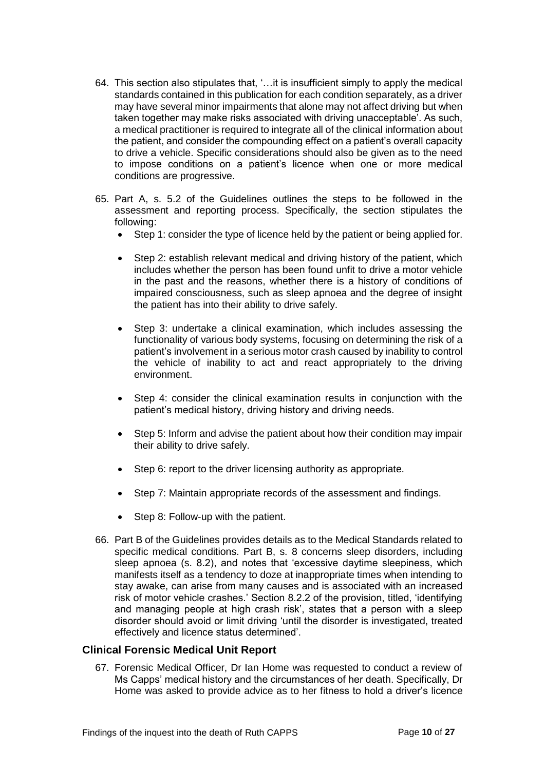64. This section also stipulates that, '…it is insufficient simply to apply the medical standards contained in this publication for each condition separately, as a driver may have several minor impairments that alone may not affect driving but when taken together may make risks associated with driving unacceptable'. As such, a medical practitioner is required to integrate all of the clinical information about the patient, and consider the compounding effect on a patient's overall capacity to drive a vehicle. Specific considerations should also be given as to the need to impose conditions on a patient's licence when one or more medical conditions are progressive.

65. Part A, s. 5.2 of the Guidelines outlines the steps to be followed in the assessment and reporting process. Specifically, the section stipulates the following:
    - Step 1: consider the type of licence held by the patient or being applied for.
    - Step 2: establish relevant medical and driving history of the patient, which includes whether the person has been found unfit to drive a motor vehicle in the past and the reasons, whether there is a history of conditions of impaired consciousness, such as sleep apnoea and the degree of insight the patient has into their ability to drive safely.
    - Step 3: undertake a clinical examination, which includes assessing the functionality of various body systems, focusing on determining the risk of a patient's involvement in a serious motor crash caused by inability to control the vehicle of inability to act and react appropriately to the driving environment.
    - Step 4: consider the clinical examination results in conjunction with the patient's medical history, driving history and driving needs.
    - Step 5: Inform and advise the patient about how their condition may impair their ability to drive safely.
    - Step 6: report to the driver licensing authority as appropriate.
    - Step 7: Maintain appropriate records of the assessment and findings.
    - Step 8: Follow-up with the patient.

66. Part B of the Guidelines provides details as to the Medical Standards related to specific medical conditions. Part B, s. 8 concerns sleep disorders, including sleep apnoea (s. 8.2), and notes that 'excessive daytime sleepiness, which manifests itself as a tendency to doze at inappropriate times when intending to stay awake, can arise from many causes and is associated with an increased risk of motor vehicle crashes.' Section 8.2.2 of the provision, titled, 'identifying and managing people at high crash risk', states that a person with a sleep disorder should avoid or limit driving 'until the disorder is investigated, treated effectively and licence status determined'.

### Clinical Forensic Medical Unit Report

67. Forensic Medical Officer, Dr Ian Home was requested to conduct a review of Ms Capps' medical history and the circumstances of her death. Specifically, Dr Home was asked to provide advice as to her fitness to hold a driver's licence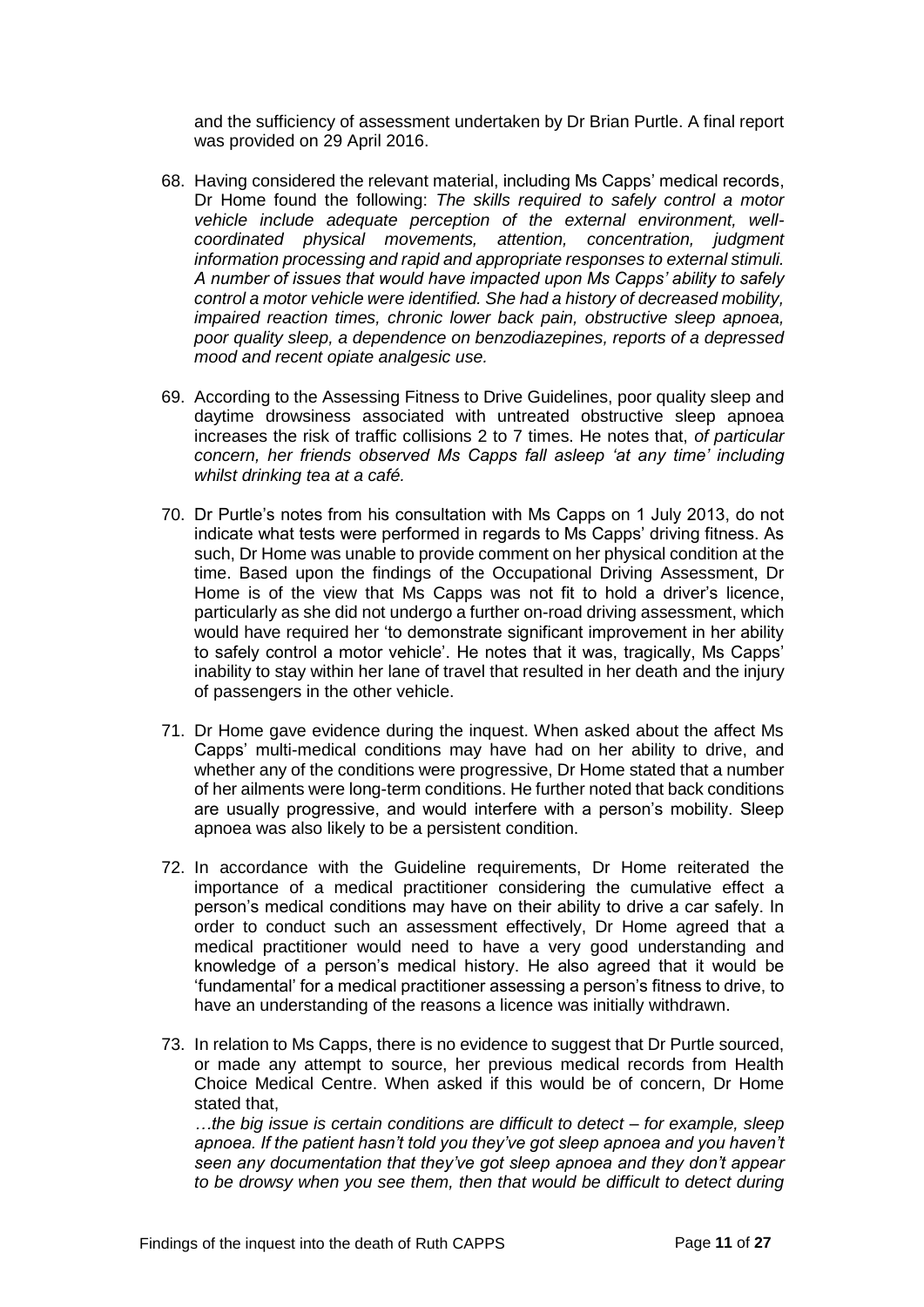and the sufficiency of assessment undertaken by Dr Brian Purtle. A final report was provided on 29 April 2016.

68. Having considered the relevant material, including Ms Capps' medical records, Dr Home found the following: *The skills required to safely control a motor vehicle include adequate perception of the external environment, well-coordinated physical movements, attention, concentration, judgment information processing and rapid and appropriate responses to external stimuli. A number of issues that would have impacted upon Ms Capps' ability to safely control a motor vehicle were identified. She had a history of decreased mobility, impaired reaction times, chronic lower back pain, obstructive sleep apnoea, poor quality sleep, a dependence on benzodiazepines, reports of a depressed mood and recent opiate analgesic use.*

69. According to the Assessing Fitness to Drive Guidelines, poor quality sleep and daytime drowsiness associated with untreated obstructive sleep apnoea increases the risk of traffic collisions 2 to 7 times. He notes that, *of particular concern, her friends observed Ms Capps fall asleep 'at any time' including whilst drinking tea at a café.*

70. Dr Purtle's notes from his consultation with Ms Capps on 1 July 2013, do not indicate what tests were performed in regards to Ms Capps' driving fitness. As such, Dr Home was unable to provide comment on her physical condition at the time. Based upon the findings of the Occupational Driving Assessment, Dr Home is of the view that Ms Capps was not fit to hold a driver's licence, particularly as she did not undergo a further on-road driving assessment, which would have required her 'to demonstrate significant improvement in her ability to safely control a motor vehicle'. He notes that it was, tragically, Ms Capps' inability to stay within her lane of travel that resulted in her death and the injury of passengers in the other vehicle.

71. Dr Home gave evidence during the inquest. When asked about the affect Ms Capps' multi-medical conditions may have had on her ability to drive, and whether any of the conditions were progressive, Dr Home stated that a number of her ailments were long-term conditions. He further noted that back conditions are usually progressive, and would interfere with a person's mobility. Sleep apnoea was also likely to be a persistent condition.

72. In accordance with the Guideline requirements, Dr Home reiterated the importance of a medical practitioner considering the cumulative effect a person's medical conditions may have on their ability to drive a car safely. In order to conduct such an assessment effectively, Dr Home agreed that a medical practitioner would need to have a very good understanding and knowledge of a person's medical history. He also agreed that it would be 'fundamental' for a medical practitioner assessing a person's fitness to drive, to have an understanding of the reasons a licence was initially withdrawn.

73. In relation to Ms Capps, there is no evidence to suggest that Dr Purtle sourced, or made any attempt to source, her previous medical records from Health Choice Medical Centre. When asked if this would be of concern, Dr Home stated that,

    *…the big issue is certain conditions are difficult to detect – for example, sleep apnoea. If the patient hasn't told you they've got sleep apnoea and you haven't seen any documentation that they've got sleep apnoea and they don't appear to be drowsy when you see them, then that would be difficult to detect during*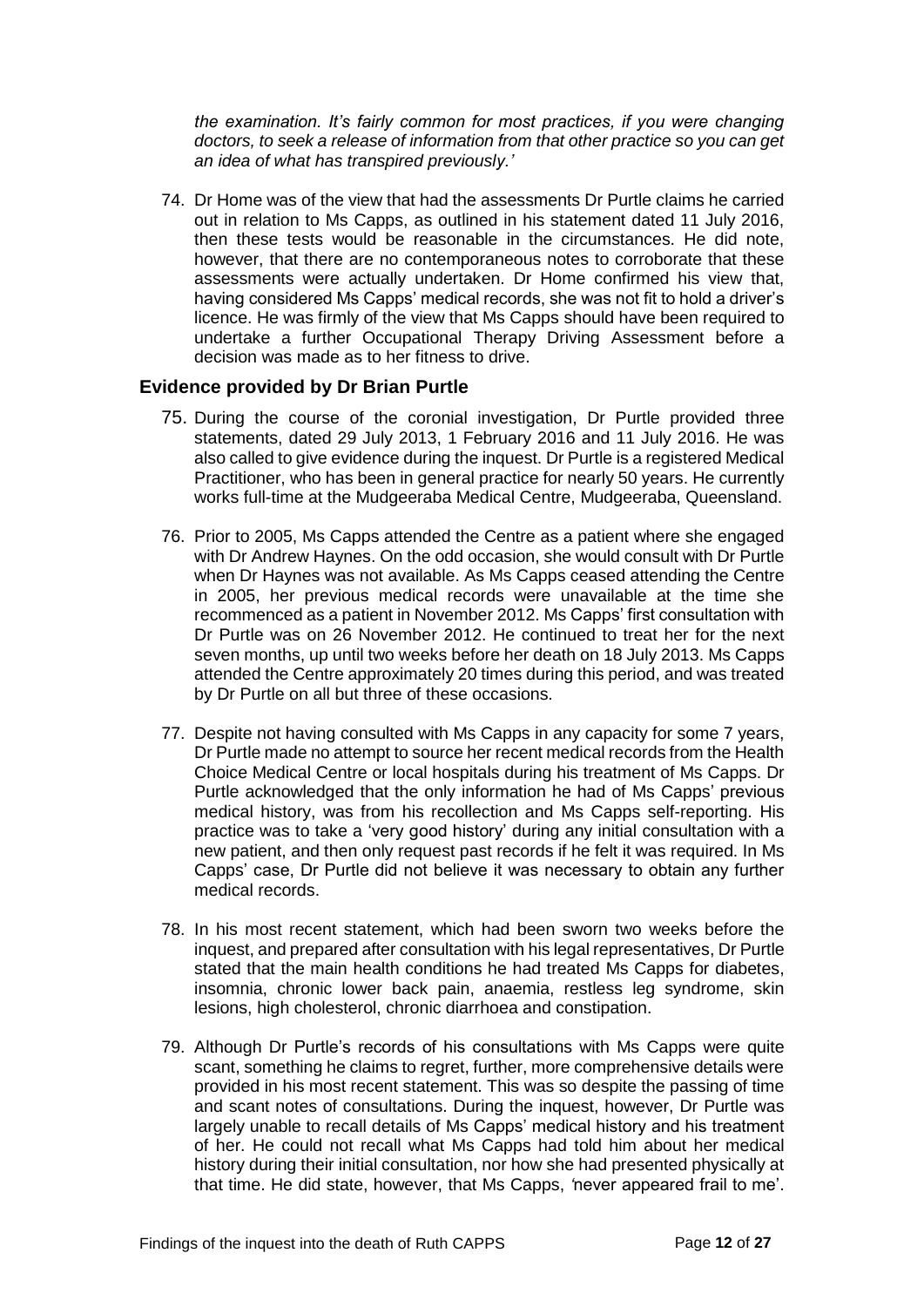*the examination. It's fairly common for most practices, if you were changing doctors, to seek a release of information from that other practice so you can get an idea of what has transpired previously.'*

74. Dr Home was of the view that had the assessments Dr Purtle claims he carried out in relation to Ms Capps, as outlined in his statement dated 11 July 2016, then these tests would be reasonable in the circumstances. He did note, however, that there are no contemporaneous notes to corroborate that these assessments were actually undertaken. Dr Home confirmed his view that, having considered Ms Capps' medical records, she was not fit to hold a driver's licence. He was firmly of the view that Ms Capps should have been required to undertake a further Occupational Therapy Driving Assessment before a decision was made as to her fitness to drive.

## Evidence provided by Dr Brian Purtle

75. During the course of the coronial investigation, Dr Purtle provided three statements, dated 29 July 2013, 1 February 2016 and 11 July 2016. He was also called to give evidence during the inquest. Dr Purtle is a registered Medical Practitioner, who has been in general practice for nearly 50 years. He currently works full-time at the Mudgeeraba Medical Centre, Mudgeeraba, Queensland.

76. Prior to 2005, Ms Capps attended the Centre as a patient where she engaged with Dr Andrew Haynes. On the odd occasion, she would consult with Dr Purtle when Dr Haynes was not available. As Ms Capps ceased attending the Centre in 2005, her previous medical records were unavailable at the time she recommenced as a patient in November 2012. Ms Capps' first consultation with Dr Purtle was on 26 November 2012. He continued to treat her for the next seven months, up until two weeks before her death on 18 July 2013. Ms Capps attended the Centre approximately 20 times during this period, and was treated by Dr Purtle on all but three of these occasions.

77. Despite not having consulted with Ms Capps in any capacity for some 7 years, Dr Purtle made no attempt to source her recent medical records from the Health Choice Medical Centre or local hospitals during his treatment of Ms Capps. Dr Purtle acknowledged that the only information he had of Ms Capps' previous medical history, was from his recollection and Ms Capps self-reporting. His practice was to take a 'very good history' during any initial consultation with a new patient, and then only request past records if he felt it was required. In Ms Capps' case, Dr Purtle did not believe it was necessary to obtain any further medical records.

78. In his most recent statement, which had been sworn two weeks before the inquest, and prepared after consultation with his legal representatives, Dr Purtle stated that the main health conditions he had treated Ms Capps for diabetes, insomnia, chronic lower back pain, anaemia, restless leg syndrome, skin lesions, high cholesterol, chronic diarrhoea and constipation.

79. Although Dr Purtle's records of his consultations with Ms Capps were quite scant, something he claims to regret, further, more comprehensive details were provided in his most recent statement. This was so despite the passing of time and scant notes of consultations. During the inquest, however, Dr Purtle was largely unable to recall details of Ms Capps' medical history and his treatment of her. He could not recall what Ms Capps had told him about her medical history during their initial consultation, nor how she had presented physically at that time. He did state, however, that Ms Capps, *'never appeared frail to me'*.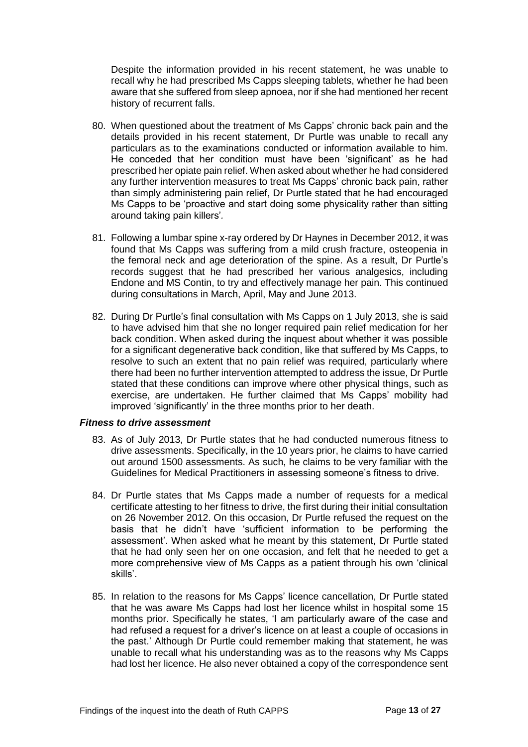Despite the information provided in his recent statement, he was unable to recall why he had prescribed Ms Capps sleeping tablets, whether he had been aware that she suffered from sleep apnoea, nor if she had mentioned her recent history of recurrent falls.

80. When questioned about the treatment of Ms Capps' chronic back pain and the details provided in his recent statement, Dr Purtle was unable to recall any particulars as to the examinations conducted or information available to him. He conceded that her condition must have been 'significant' as he had prescribed her opiate pain relief. When asked about whether he had considered any further intervention measures to treat Ms Capps' chronic back pain, rather than simply administering pain relief, Dr Purtle stated that he had encouraged Ms Capps to be 'proactive and start doing some physicality rather than sitting around taking pain killers'.

81. Following a lumbar spine x-ray ordered by Dr Haynes in December 2012, it was found that Ms Capps was suffering from a mild crush fracture, osteopenia in the femoral neck and age deterioration of the spine. As a result, Dr Purtle's records suggest that he had prescribed her various analgesics, including Endone and MS Contin, to try and effectively manage her pain. This continued during consultations in March, April, May and June 2013.

82. During Dr Purtle's final consultation with Ms Capps on 1 July 2013, she is said to have advised him that she no longer required pain relief medication for her back condition. When asked during the inquest about whether it was possible for a significant degenerative back condition, like that suffered by Ms Capps, to resolve to such an extent that no pain relief was required, particularly where there had been no further intervention attempted to address the issue, Dr Purtle stated that these conditions can improve where other physical things, such as exercise, are undertaken. He further claimed that Ms Capps' mobility had improved 'significantly' in the three months prior to her death.

***Fitness to drive assessment***

83. As of July 2013, Dr Purtle states that he had conducted numerous fitness to drive assessments. Specifically, in the 10 years prior, he claims to have carried out around 1500 assessments. As such, he claims to be very familiar with the Guidelines for Medical Practitioners in assessing someone's fitness to drive.

84. Dr Purtle states that Ms Capps made a number of requests for a medical certificate attesting to her fitness to drive, the first during their initial consultation on 26 November 2012. On this occasion, Dr Purtle refused the request on the basis that he didn't have 'sufficient information to be performing the assessment'. When asked what he meant by this statement, Dr Purtle stated that he had only seen her on one occasion, and felt that he needed to get a more comprehensive view of Ms Capps as a patient through his own 'clinical skills'.

85. In relation to the reasons for Ms Capps' licence cancellation, Dr Purtle stated that he was aware Ms Capps had lost her licence whilst in hospital some 15 months prior. Specifically he states, 'I am particularly aware of the case and had refused a request for a driver's licence on at least a couple of occasions in the past.' Although Dr Purtle could remember making that statement, he was unable to recall what his understanding was as to the reasons why Ms Capps had lost her licence. He also never obtained a copy of the correspondence sent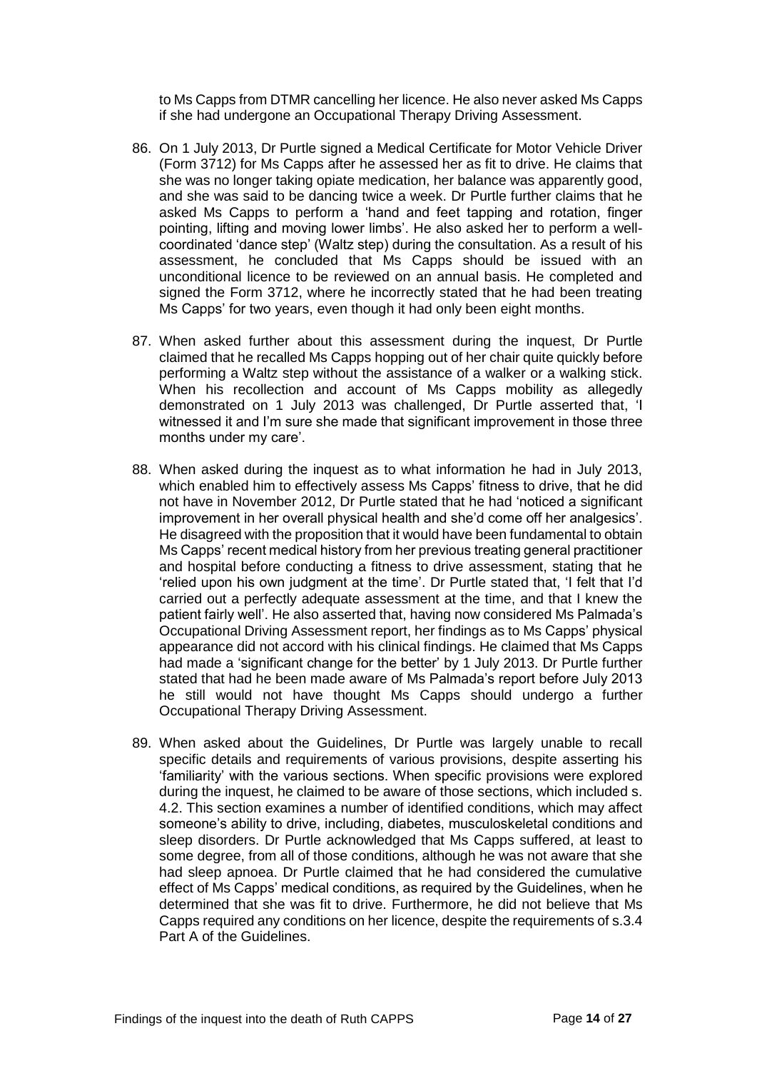to Ms Capps from DTMR cancelling her licence. He also never asked Ms Capps if she had undergone an Occupational Therapy Driving Assessment.

86. On 1 July 2013, Dr Purtle signed a Medical Certificate for Motor Vehicle Driver (Form 3712) for Ms Capps after he assessed her as fit to drive. He claims that she was no longer taking opiate medication, her balance was apparently good, and she was said to be dancing twice a week. Dr Purtle further claims that he asked Ms Capps to perform a 'hand and feet tapping and rotation, finger pointing, lifting and moving lower limbs'. He also asked her to perform a well-coordinated 'dance step' (Waltz step) during the consultation. As a result of his assessment, he concluded that Ms Capps should be issued with an unconditional licence to be reviewed on an annual basis. He completed and signed the Form 3712, where he incorrectly stated that he had been treating Ms Capps' for two years, even though it had only been eight months.

87. When asked further about this assessment during the inquest, Dr Purtle claimed that he recalled Ms Capps hopping out of her chair quite quickly before performing a Waltz step without the assistance of a walker or a walking stick. When his recollection and account of Ms Capps mobility as allegedly demonstrated on 1 July 2013 was challenged, Dr Purtle asserted that, 'I witnessed it and I'm sure she made that significant improvement in those three months under my care'.

88. When asked during the inquest as to what information he had in July 2013, which enabled him to effectively assess Ms Capps' fitness to drive, that he did not have in November 2012, Dr Purtle stated that he had 'noticed a significant improvement in her overall physical health and she'd come off her analgesics'. He disagreed with the proposition that it would have been fundamental to obtain Ms Capps' recent medical history from her previous treating general practitioner and hospital before conducting a fitness to drive assessment, stating that he 'relied upon his own judgment at the time'. Dr Purtle stated that, 'I felt that I'd carried out a perfectly adequate assessment at the time, and that I knew the patient fairly well'. He also asserted that, having now considered Ms Palmada's Occupational Driving Assessment report, her findings as to Ms Capps' physical appearance did not accord with his clinical findings. He claimed that Ms Capps had made a 'significant change for the better' by 1 July 2013. Dr Purtle further stated that had he been made aware of Ms Palmada's report before July 2013 he still would not have thought Ms Capps should undergo a further Occupational Therapy Driving Assessment.

89. When asked about the Guidelines, Dr Purtle was largely unable to recall specific details and requirements of various provisions, despite asserting his 'familiarity' with the various sections. When specific provisions were explored during the inquest, he claimed to be aware of those sections, which included s. 4.2. This section examines a number of identified conditions, which may affect someone's ability to drive, including, diabetes, musculoskeletal conditions and sleep disorders. Dr Purtle acknowledged that Ms Capps suffered, at least to some degree, from all of those conditions, although he was not aware that she had sleep apnoea. Dr Purtle claimed that he had considered the cumulative effect of Ms Capps' medical conditions, as required by the Guidelines, when he determined that she was fit to drive. Furthermore, he did not believe that Ms Capps required any conditions on her licence, despite the requirements of s.3.4 Part A of the Guidelines.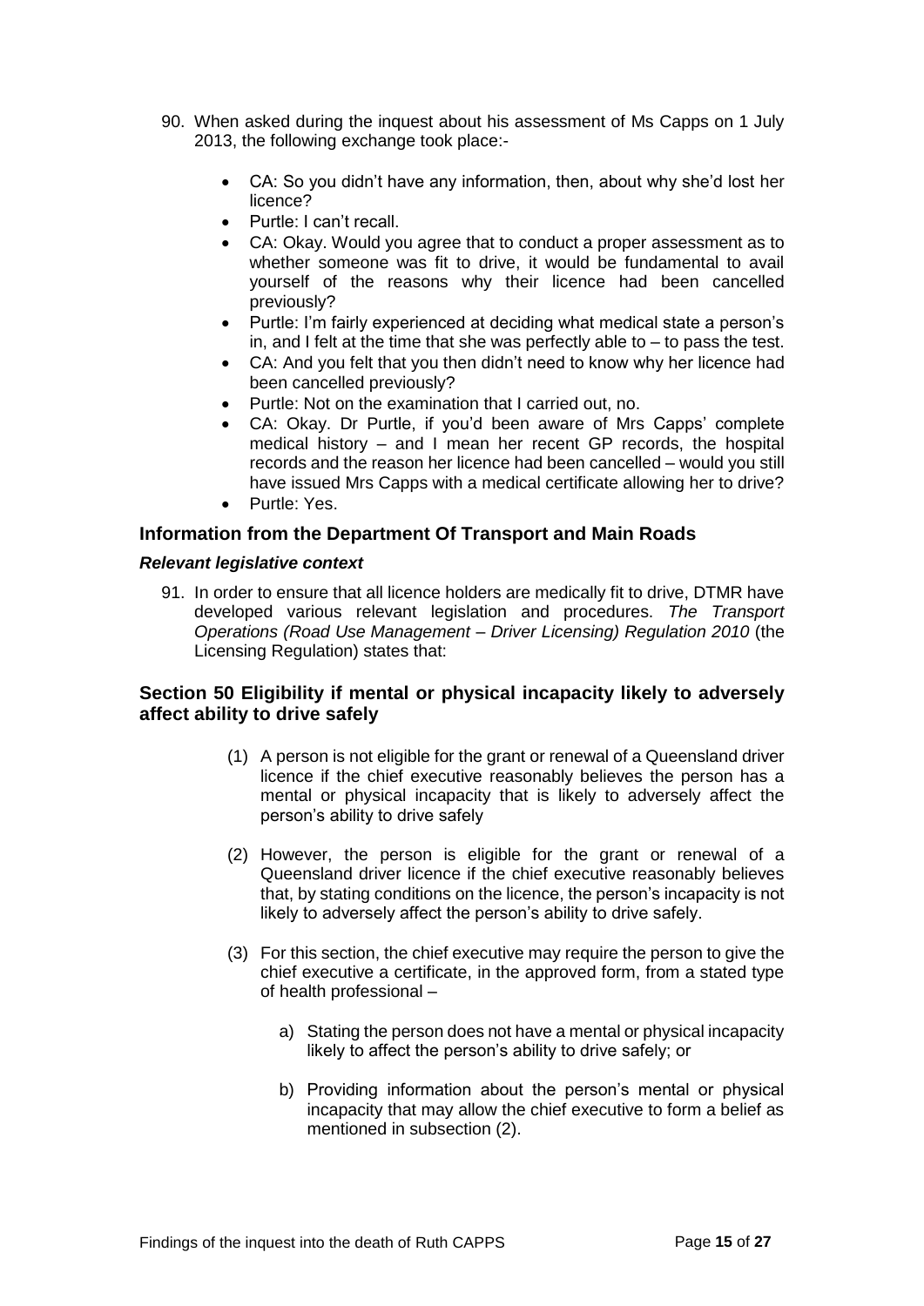90. When asked during the inquest about his assessment of Ms Capps on 1 July 2013, the following exchange took place:-

    - CA: So you didn't have any information, then, about why she'd lost her licence?
    - Purtle: I can't recall.
    - CA: Okay. Would you agree that to conduct a proper assessment as to whether someone was fit to drive, it would be fundamental to avail yourself of the reasons why their licence had been cancelled previously?
    - Purtle: I'm fairly experienced at deciding what medical state a person's in, and I felt at the time that she was perfectly able to – to pass the test.
    - CA: And you felt that you then didn't need to know why her licence had been cancelled previously?
    - Purtle: Not on the examination that I carried out, no.
    - CA: Okay. Dr Purtle, if you'd been aware of Mrs Capps' complete medical history – and I mean her recent GP records, the hospital records and the reason her licence had been cancelled – would you still have issued Mrs Capps with a medical certificate allowing her to drive?
    - Purtle: Yes.

## Information from the Department Of Transport and Main Roads

### *Relevant legislative context*

91. In order to ensure that all licence holders are medically fit to drive, DTMR have developed various relevant legislation and procedures. *The Transport Operations (Road Use Management – Driver Licensing) Regulation 2010* (the Licensing Regulation) states that:

## Section 50 Eligibility if mental or physical incapacity likely to adversely affect ability to drive safely

(1) A person is not eligible for the grant or renewal of a Queensland driver licence if the chief executive reasonably believes the person has a mental or physical incapacity that is likely to adversely affect the person's ability to drive safely

(2) However, the person is eligible for the grant or renewal of a Queensland driver licence if the chief executive reasonably believes that, by stating conditions on the licence, the person's incapacity is not likely to adversely affect the person's ability to drive safely.

(3) For this section, the chief executive may require the person to give the chief executive a certificate, in the approved form, from a stated type of health professional –

a) Stating the person does not have a mental or physical incapacity likely to affect the person's ability to drive safely; or

b) Providing information about the person's mental or physical incapacity that may allow the chief executive to form a belief as mentioned in subsection (2).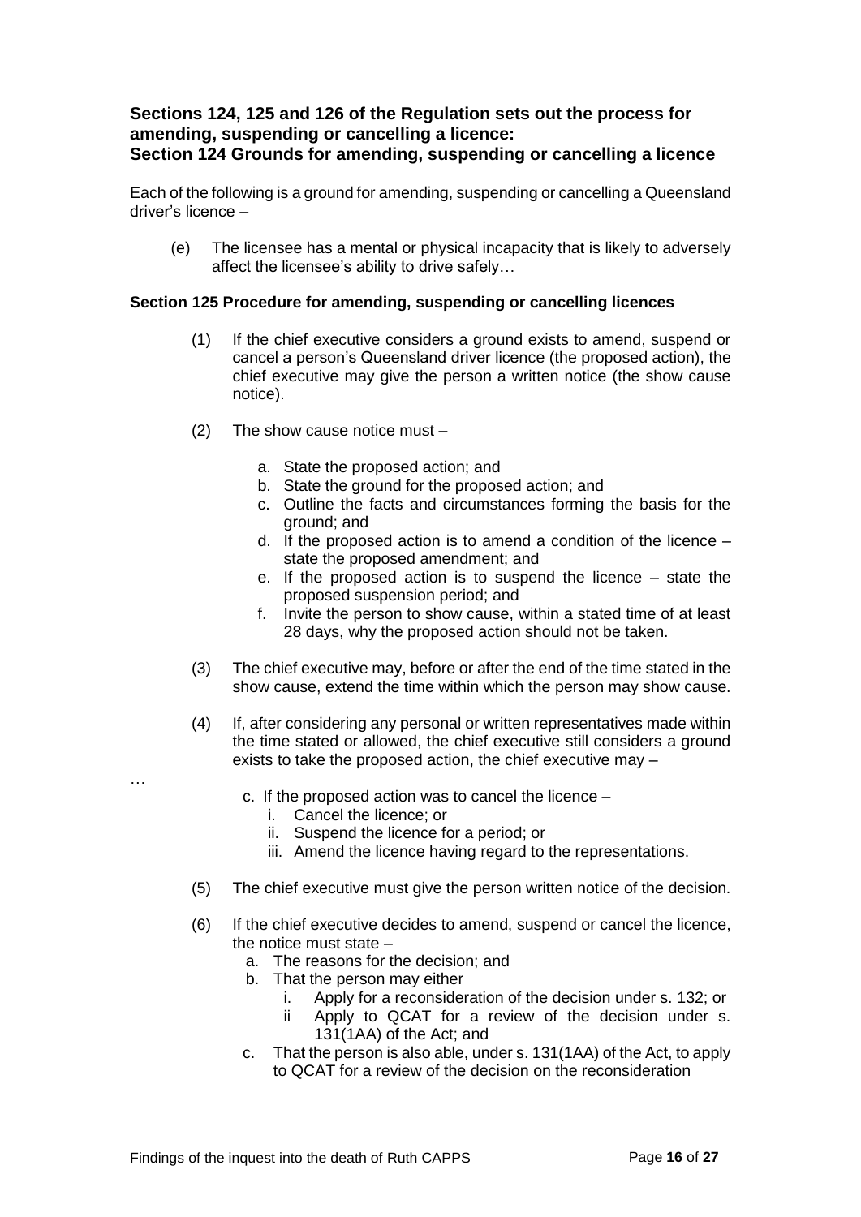**Sections 124, 125 and 126 of the Regulation sets out the process for amending, suspending or cancelling a licence:**
**Section 124 Grounds for amending, suspending or cancelling a licence**

Each of the following is a ground for amending, suspending or cancelling a Queensland driver's licence –

(e) The licensee has a mental or physical incapacity that is likely to adversely affect the licensee's ability to drive safely…

**Section 125 Procedure for amending, suspending or cancelling licences**

(1) If the chief executive considers a ground exists to amend, suspend or cancel a person's Queensland driver licence (the proposed action), the chief executive may give the person a written notice (the show cause notice).

(2) The show cause notice must –

   a. State the proposed action; and
   b. State the ground for the proposed action; and
   c. Outline the facts and circumstances forming the basis for the ground; and
   d. If the proposed action is to amend a condition of the licence – state the proposed amendment; and
   e. If the proposed action is to suspend the licence – state the proposed suspension period; and
   f. Invite the person to show cause, within a stated time of at least 28 days, why the proposed action should not be taken.

(3) The chief executive may, before or after the end of the time stated in the show cause, extend the time within which the person may show cause.

(4) If, after considering any personal or written representatives made within the time stated or allowed, the chief executive still considers a ground exists to take the proposed action, the chief executive may –

…

   c. If the proposed action was to cancel the licence –
      i. Cancel the licence; or
      ii. Suspend the licence for a period; or
      iii. Amend the licence having regard to the representations.

(5) The chief executive must give the person written notice of the decision.

(6) If the chief executive decides to amend, suspend or cancel the licence, the notice must state –
   a. The reasons for the decision; and
   b. That the person may either
      i. Apply for a reconsideration of the decision under s. 132; or
      ii Apply to QCAT for a review of the decision under s. 131(1AA) of the Act; and
   c. That the person is also able, under s. 131(1AA) of the Act, to apply to QCAT for a review of the decision on the reconsideration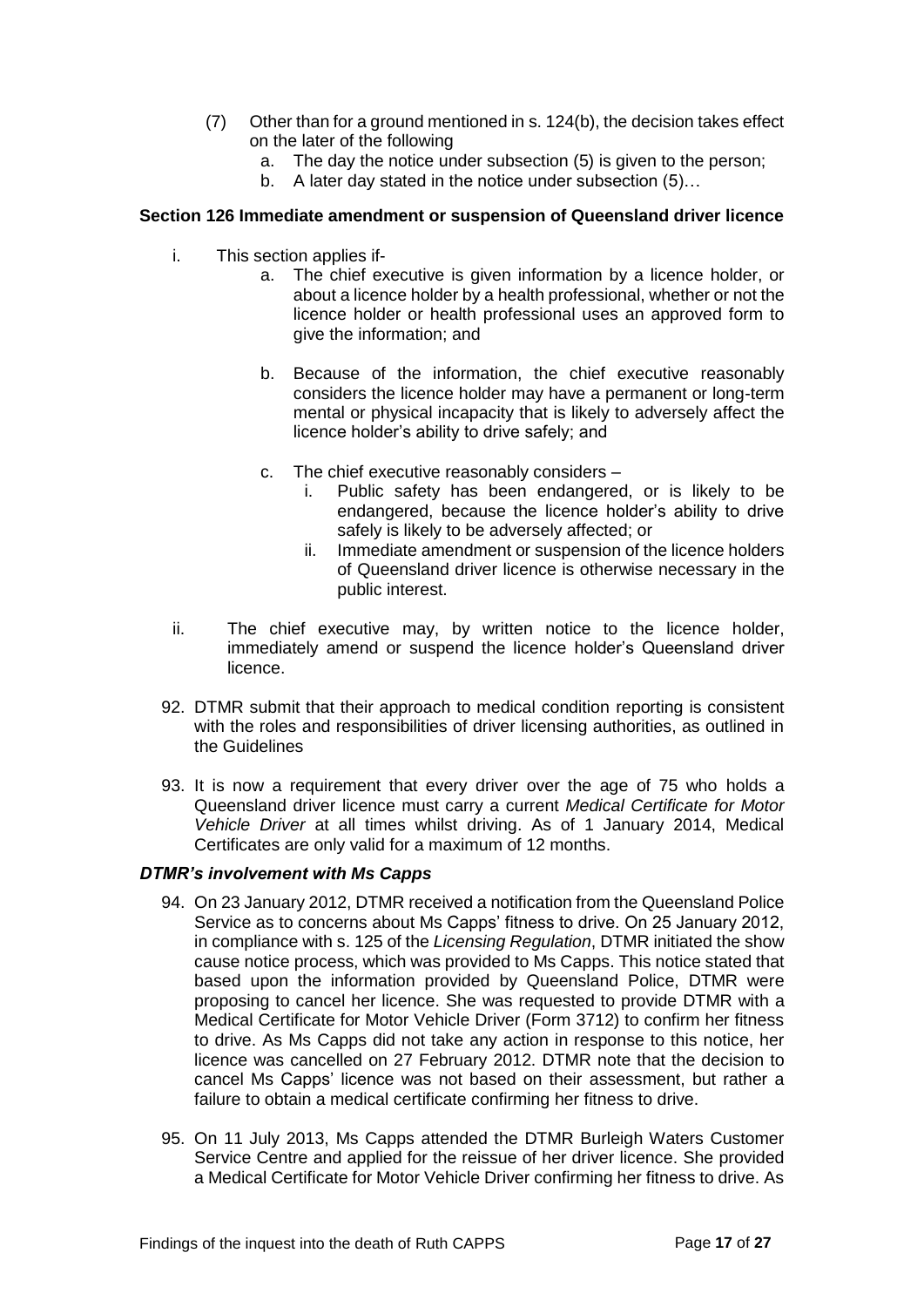(7) Other than for a ground mentioned in s. 124(b), the decision takes effect on the later of the following
   a. The day the notice under subsection (5) is given to the person;
   b. A later day stated in the notice under subsection (5)…

**Section 126 Immediate amendment or suspension of Queensland driver licence**

i. This section applies if-
   a. The chief executive is given information by a licence holder, or about a licence holder by a health professional, whether or not the licence holder or health professional uses an approved form to give the information; and

   b. Because of the information, the chief executive reasonably considers the licence holder may have a permanent or long-term mental or physical incapacity that is likely to adversely affect the licence holder's ability to drive safely; and

   c. The chief executive reasonably considers –
      i. Public safety has been endangered, or is likely to be endangered, because the licence holder's ability to drive safely is likely to be adversely affected; or
      ii. Immediate amendment or suspension of the licence holders of Queensland driver licence is otherwise necessary in the public interest.

ii. The chief executive may, by written notice to the licence holder, immediately amend or suspend the licence holder's Queensland driver licence.

92. DTMR submit that their approach to medical condition reporting is consistent with the roles and responsibilities of driver licensing authorities, as outlined in the Guidelines

93. It is now a requirement that every driver over the age of 75 who holds a Queensland driver licence must carry a current *Medical Certificate for Motor Vehicle Driver* at all times whilst driving. As of 1 January 2014, Medical Certificates are only valid for a maximum of 12 months.

***DTMR's involvement with Ms Capps***

94. On 23 January 2012, DTMR received a notification from the Queensland Police Service as to concerns about Ms Capps' fitness to drive. On 25 January 2012, in compliance with s. 125 of the *Licensing Regulation*, DTMR initiated the show cause notice process, which was provided to Ms Capps. This notice stated that based upon the information provided by Queensland Police, DTMR were proposing to cancel her licence. She was requested to provide DTMR with a Medical Certificate for Motor Vehicle Driver (Form 3712) to confirm her fitness to drive. As Ms Capps did not take any action in response to this notice, her licence was cancelled on 27 February 2012. DTMR note that the decision to cancel Ms Capps' licence was not based on their assessment, but rather a failure to obtain a medical certificate confirming her fitness to drive.

95. On 11 July 2013, Ms Capps attended the DTMR Burleigh Waters Customer Service Centre and applied for the reissue of her driver licence. She provided a Medical Certificate for Motor Vehicle Driver confirming her fitness to drive. As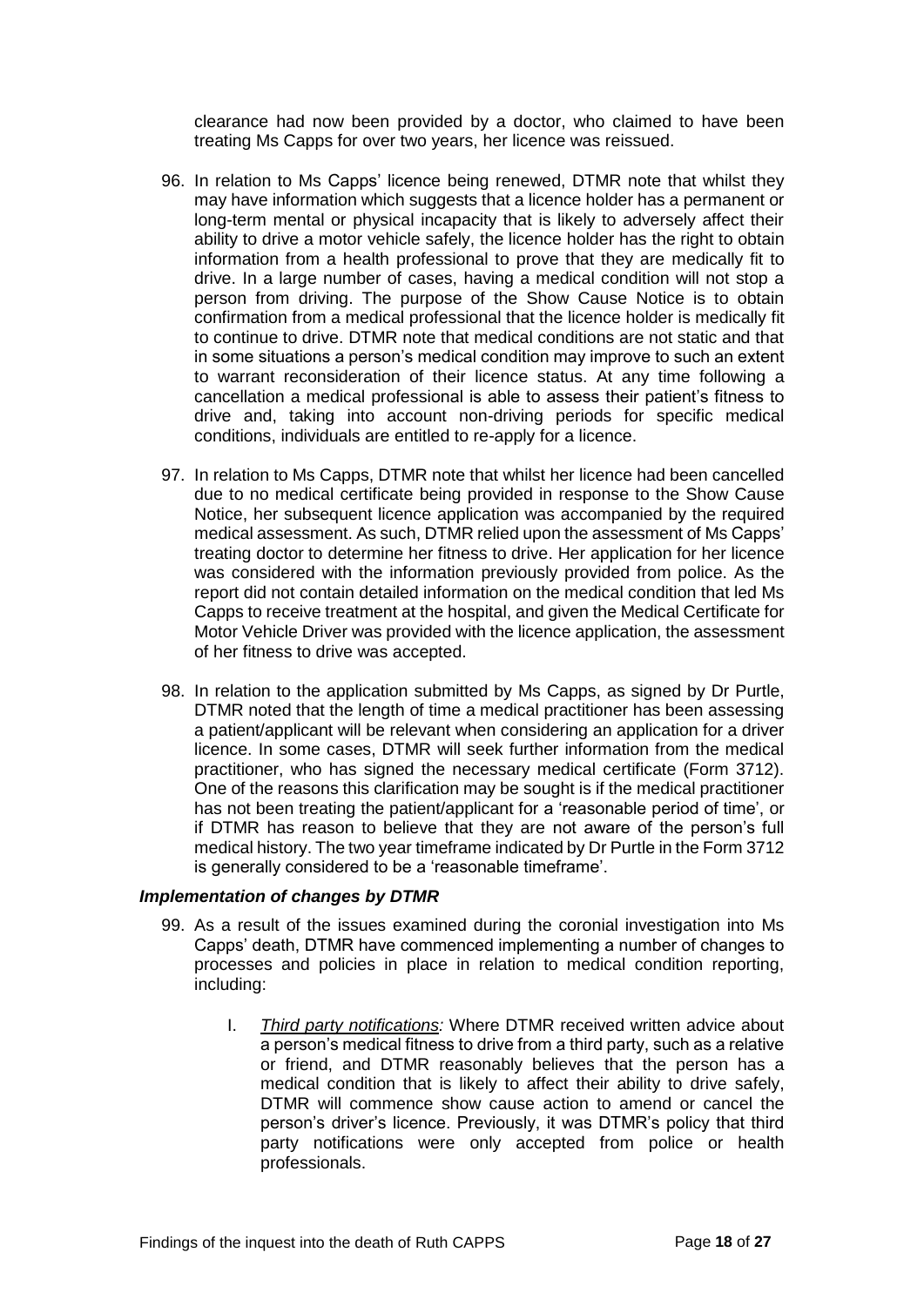clearance had now been provided by a doctor, who claimed to have been treating Ms Capps for over two years, her licence was reissued.

96. In relation to Ms Capps' licence being renewed, DTMR note that whilst they may have information which suggests that a licence holder has a permanent or long-term mental or physical incapacity that is likely to adversely affect their ability to drive a motor vehicle safely, the licence holder has the right to obtain information from a health professional to prove that they are medically fit to drive. In a large number of cases, having a medical condition will not stop a person from driving. The purpose of the Show Cause Notice is to obtain confirmation from a medical professional that the licence holder is medically fit to continue to drive. DTMR note that medical conditions are not static and that in some situations a person's medical condition may improve to such an extent to warrant reconsideration of their licence status. At any time following a cancellation a medical professional is able to assess their patient's fitness to drive and, taking into account non-driving periods for specific medical conditions, individuals are entitled to re-apply for a licence.

97. In relation to Ms Capps, DTMR note that whilst her licence had been cancelled due to no medical certificate being provided in response to the Show Cause Notice, her subsequent licence application was accompanied by the required medical assessment. As such, DTMR relied upon the assessment of Ms Capps' treating doctor to determine her fitness to drive. Her application for her licence was considered with the information previously provided from police. As the report did not contain detailed information on the medical condition that led Ms Capps to receive treatment at the hospital, and given the Medical Certificate for Motor Vehicle Driver was provided with the licence application, the assessment of her fitness to drive was accepted.

98. In relation to the application submitted by Ms Capps, as signed by Dr Purtle, DTMR noted that the length of time a medical practitioner has been assessing a patient/applicant will be relevant when considering an application for a driver licence. In some cases, DTMR will seek further information from the medical practitioner, who has signed the necessary medical certificate (Form 3712). One of the reasons this clarification may be sought is if the medical practitioner has not been treating the patient/applicant for a 'reasonable period of time', or if DTMR has reason to believe that they are not aware of the person's full medical history. The two year timeframe indicated by Dr Purtle in the Form 3712 is generally considered to be a 'reasonable timeframe'.

### *Implementation of changes by DTMR*

99. As a result of the issues examined during the coronial investigation into Ms Capps' death, DTMR have commenced implementing a number of changes to processes and policies in place in relation to medical condition reporting, including:

    I. *Third party notifications:* Where DTMR received written advice about a person's medical fitness to drive from a third party, such as a relative or friend, and DTMR reasonably believes that the person has a medical condition that is likely to affect their ability to drive safely, DTMR will commence show cause action to amend or cancel the person's driver's licence. Previously, it was DTMR's policy that third party notifications were only accepted from police or health professionals.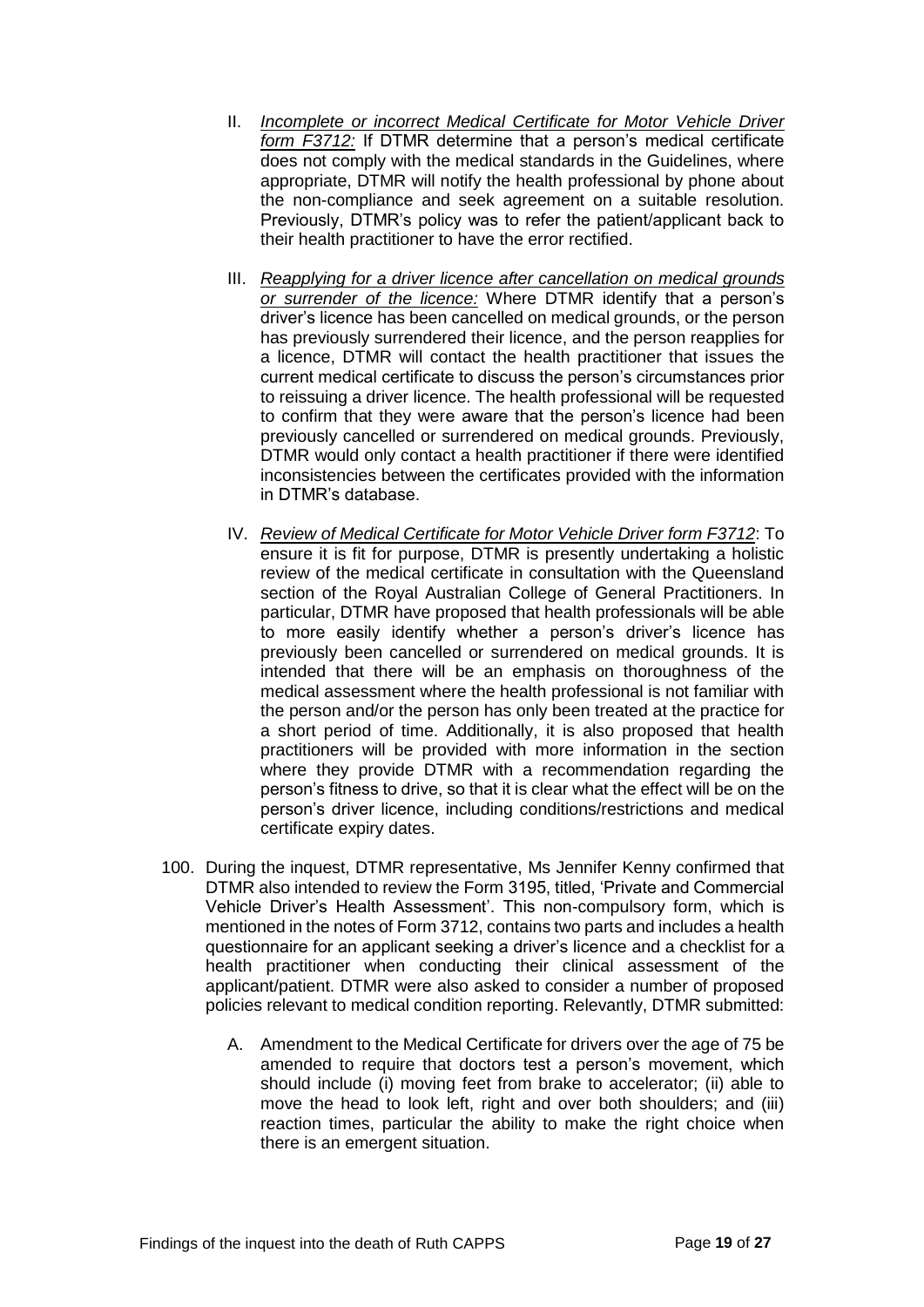II. *Incomplete or incorrect Medical Certificate for Motor Vehicle Driver form F3712:* If DTMR determine that a person's medical certificate does not comply with the medical standards in the Guidelines, where appropriate, DTMR will notify the health professional by phone about the non-compliance and seek agreement on a suitable resolution. Previously, DTMR's policy was to refer the patient/applicant back to their health practitioner to have the error rectified.

III. *Reapplying for a driver licence after cancellation on medical grounds or surrender of the licence:* Where DTMR identify that a person's driver's licence has been cancelled on medical grounds, or the person has previously surrendered their licence, and the person reapplies for a licence, DTMR will contact the health practitioner that issues the current medical certificate to discuss the person's circumstances prior to reissuing a driver licence. The health professional will be requested to confirm that they were aware that the person's licence had been previously cancelled or surrendered on medical grounds. Previously, DTMR would only contact a health practitioner if there were identified inconsistencies between the certificates provided with the information in DTMR's database.

IV. *Review of Medical Certificate for Motor Vehicle Driver form F3712*: To ensure it is fit for purpose, DTMR is presently undertaking a holistic review of the medical certificate in consultation with the Queensland section of the Royal Australian College of General Practitioners. In particular, DTMR have proposed that health professionals will be able to more easily identify whether a person's driver's licence has previously been cancelled or surrendered on medical grounds. It is intended that there will be an emphasis on thoroughness of the medical assessment where the health professional is not familiar with the person and/or the person has only been treated at the practice for a short period of time. Additionally, it is also proposed that health practitioners will be provided with more information in the section where they provide DTMR with a recommendation regarding the person's fitness to drive, so that it is clear what the effect will be on the person's driver licence, including conditions/restrictions and medical certificate expiry dates.

100. During the inquest, DTMR representative, Ms Jennifer Kenny confirmed that DTMR also intended to review the Form 3195, titled, 'Private and Commercial Vehicle Driver's Health Assessment'. This non-compulsory form, which is mentioned in the notes of Form 3712, contains two parts and includes a health questionnaire for an applicant seeking a driver's licence and a checklist for a health practitioner when conducting their clinical assessment of the applicant/patient. DTMR were also asked to consider a number of proposed policies relevant to medical condition reporting. Relevantly, DTMR submitted:

   A. Amendment to the Medical Certificate for drivers over the age of 75 be amended to require that doctors test a person's movement, which should include (i) moving feet from brake to accelerator; (ii) able to move the head to look left, right and over both shoulders; and (iii) reaction times, particular the ability to make the right choice when there is an emergent situation.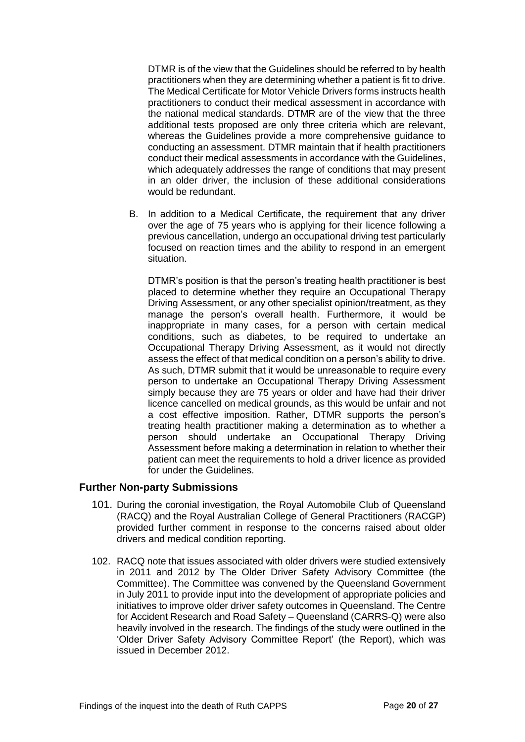DTMR is of the view that the Guidelines should be referred to by health practitioners when they are determining whether a patient is fit to drive. The Medical Certificate for Motor Vehicle Drivers forms instructs health practitioners to conduct their medical assessment in accordance with the national medical standards. DTMR are of the view that the three additional tests proposed are only three criteria which are relevant, whereas the Guidelines provide a more comprehensive guidance to conducting an assessment. DTMR maintain that if health practitioners conduct their medical assessments in accordance with the Guidelines, which adequately addresses the range of conditions that may present in an older driver, the inclusion of these additional considerations would be redundant.

B. In addition to a Medical Certificate, the requirement that any driver over the age of 75 years who is applying for their licence following a previous cancellation, undergo an occupational driving test particularly focused on reaction times and the ability to respond in an emergent situation.

DTMR's position is that the person's treating health practitioner is best placed to determine whether they require an Occupational Therapy Driving Assessment, or any other specialist opinion/treatment, as they manage the person's overall health. Furthermore, it would be inappropriate in many cases, for a person with certain medical conditions, such as diabetes, to be required to undertake an Occupational Therapy Driving Assessment, as it would not directly assess the effect of that medical condition on a person's ability to drive. As such, DTMR submit that it would be unreasonable to require every person to undertake an Occupational Therapy Driving Assessment simply because they are 75 years or older and have had their driver licence cancelled on medical grounds, as this would be unfair and not a cost effective imposition. Rather, DTMR supports the person's treating health practitioner making a determination as to whether a person should undertake an Occupational Therapy Driving Assessment before making a determination in relation to whether their patient can meet the requirements to hold a driver licence as provided for under the Guidelines.

### Further Non-party Submissions

101. During the coronial investigation, the Royal Automobile Club of Queensland (RACQ) and the Royal Australian College of General Practitioners (RACGP) provided further comment in response to the concerns raised about older drivers and medical condition reporting.

102. RACQ note that issues associated with older drivers were studied extensively in 2011 and 2012 by The Older Driver Safety Advisory Committee (the Committee). The Committee was convened by the Queensland Government in July 2011 to provide input into the development of appropriate policies and initiatives to improve older driver safety outcomes in Queensland. The Centre for Accident Research and Road Safety – Queensland (CARRS-Q) were also heavily involved in the research. The findings of the study were outlined in the 'Older Driver Safety Advisory Committee Report' (the Report), which was issued in December 2012.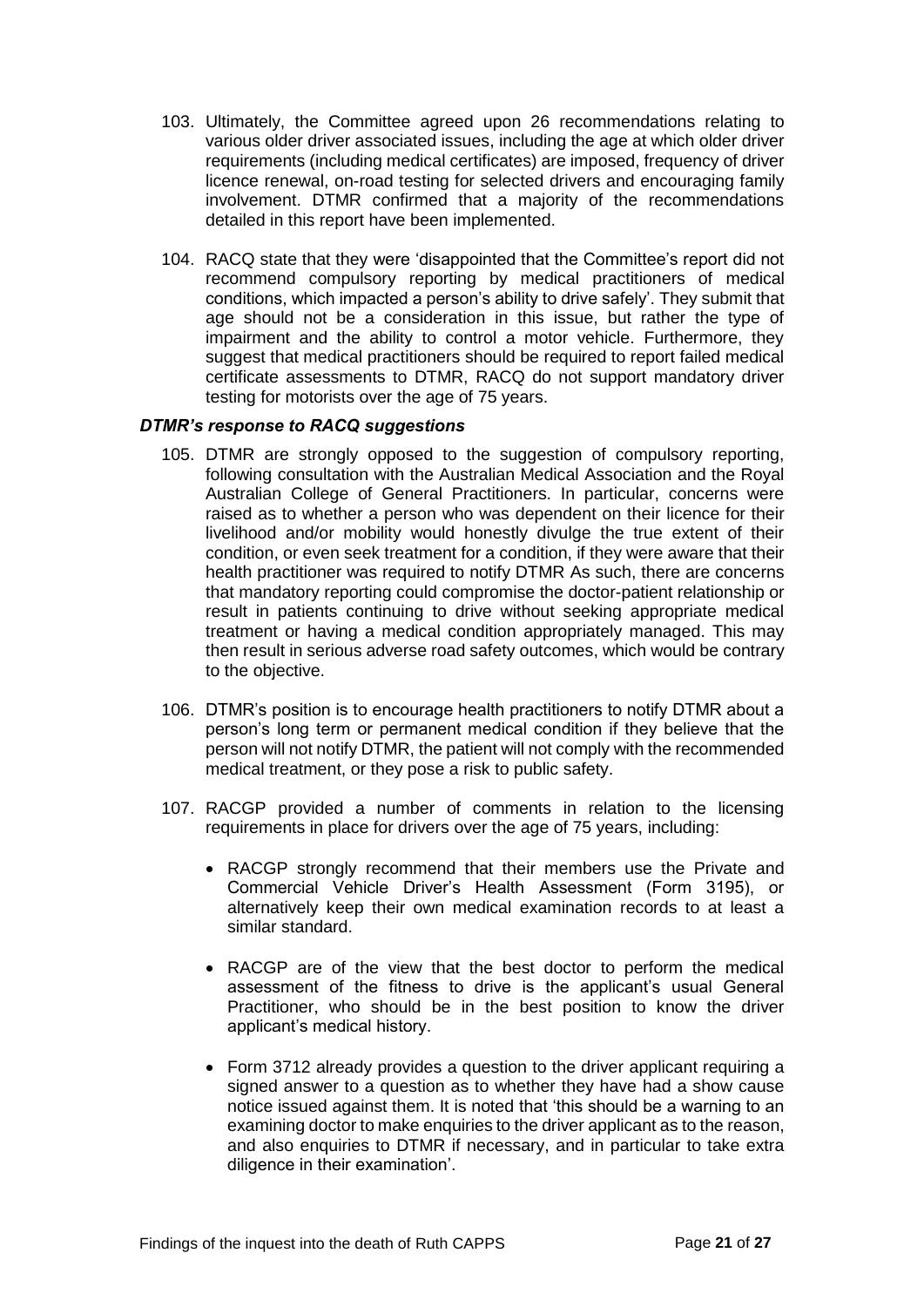103. Ultimately, the Committee agreed upon 26 recommendations relating to various older driver associated issues, including the age at which older driver requirements (including medical certificates) are imposed, frequency of driver licence renewal, on-road testing for selected drivers and encouraging family involvement. DTMR confirmed that a majority of the recommendations detailed in this report have been implemented.

104. RACQ state that they were 'disappointed that the Committee's report did not recommend compulsory reporting by medical practitioners of medical conditions, which impacted a person's ability to drive safely'. They submit that age should not be a consideration in this issue, but rather the type of impairment and the ability to control a motor vehicle. Furthermore, they suggest that medical practitioners should be required to report failed medical certificate assessments to DTMR, RACQ do not support mandatory driver testing for motorists over the age of 75 years.

### *DTMR's response to RACQ suggestions*

105. DTMR are strongly opposed to the suggestion of compulsory reporting, following consultation with the Australian Medical Association and the Royal Australian College of General Practitioners. In particular, concerns were raised as to whether a person who was dependent on their licence for their livelihood and/or mobility would honestly divulge the true extent of their condition, or even seek treatment for a condition, if they were aware that their health practitioner was required to notify DTMR As such, there are concerns that mandatory reporting could compromise the doctor-patient relationship or result in patients continuing to drive without seeking appropriate medical treatment or having a medical condition appropriately managed. This may then result in serious adverse road safety outcomes, which would be contrary to the objective.

106. DTMR's position is to encourage health practitioners to notify DTMR about a person's long term or permanent medical condition if they believe that the person will not notify DTMR, the patient will not comply with the recommended medical treatment, or they pose a risk to public safety.

107. RACGP provided a number of comments in relation to the licensing requirements in place for drivers over the age of 75 years, including:

    - RACGP strongly recommend that their members use the Private and Commercial Vehicle Driver's Health Assessment (Form 3195), or alternatively keep their own medical examination records to at least a similar standard.

    - RACGP are of the view that the best doctor to perform the medical assessment of the fitness to drive is the applicant's usual General Practitioner, who should be in the best position to know the driver applicant's medical history.

    - Form 3712 already provides a question to the driver applicant requiring a signed answer to a question as to whether they have had a show cause notice issued against them. It is noted that 'this should be a warning to an examining doctor to make enquiries to the driver applicant as to the reason, and also enquiries to DTMR if necessary, and in particular to take extra diligence in their examination'.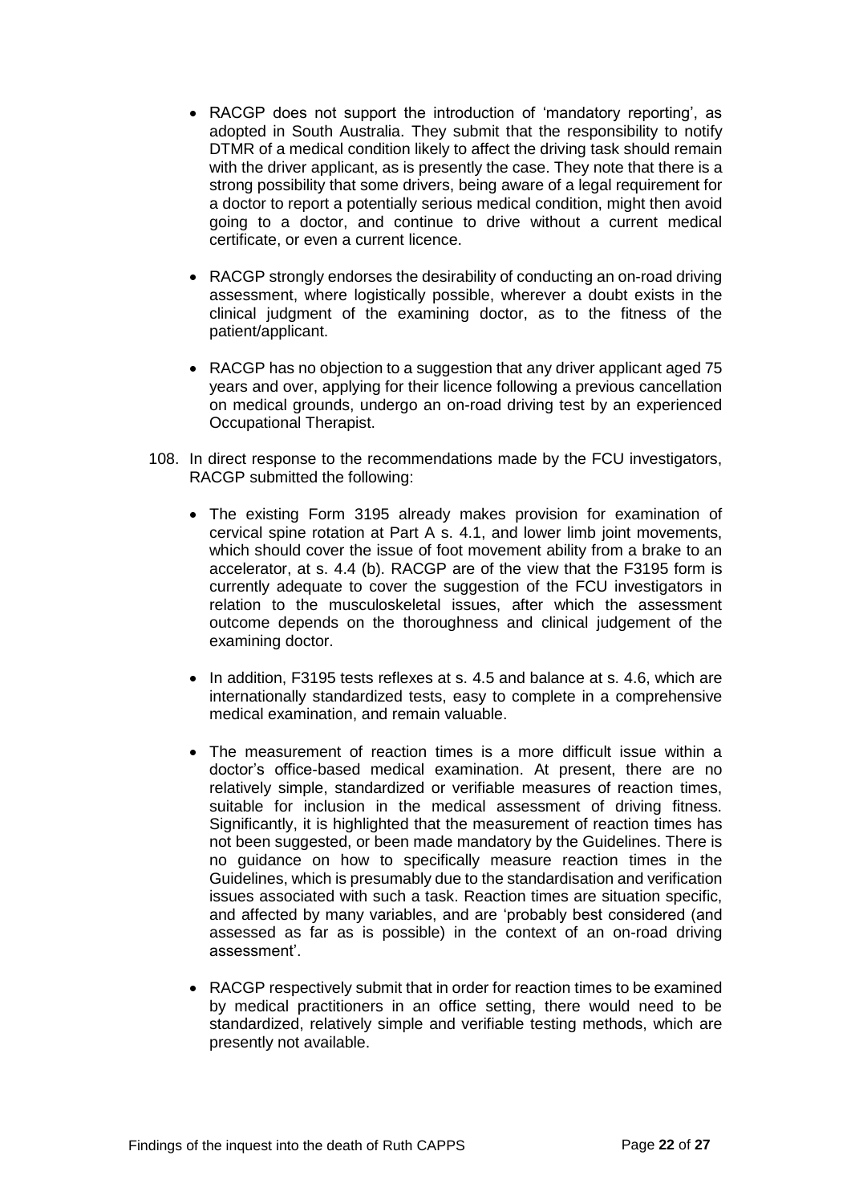- RACGP does not support the introduction of 'mandatory reporting', as adopted in South Australia. They submit that the responsibility to notify DTMR of a medical condition likely to affect the driving task should remain with the driver applicant, as is presently the case. They note that there is a strong possibility that some drivers, being aware of a legal requirement for a doctor to report a potentially serious medical condition, might then avoid going to a doctor, and continue to drive without a current medical certificate, or even a current licence.

- RACGP strongly endorses the desirability of conducting an on-road driving assessment, where logistically possible, wherever a doubt exists in the clinical judgment of the examining doctor, as to the fitness of the patient/applicant.

- RACGP has no objection to a suggestion that any driver applicant aged 75 years and over, applying for their licence following a previous cancellation on medical grounds, undergo an on-road driving test by an experienced Occupational Therapist.

108. In direct response to the recommendations made by the FCU investigators, RACGP submitted the following:

    - The existing Form 3195 already makes provision for examination of cervical spine rotation at Part A s. 4.1, and lower limb joint movements, which should cover the issue of foot movement ability from a brake to an accelerator, at s. 4.4 (b). RACGP are of the view that the F3195 form is currently adequate to cover the suggestion of the FCU investigators in relation to the musculoskeletal issues, after which the assessment outcome depends on the thoroughness and clinical judgement of the examining doctor.

    - In addition, F3195 tests reflexes at s. 4.5 and balance at s. 4.6, which are internationally standardized tests, easy to complete in a comprehensive medical examination, and remain valuable.

    - The measurement of reaction times is a more difficult issue within a doctor's office-based medical examination. At present, there are no relatively simple, standardized or verifiable measures of reaction times, suitable for inclusion in the medical assessment of driving fitness. Significantly, it is highlighted that the measurement of reaction times has not been suggested, or been made mandatory by the Guidelines. There is no guidance on how to specifically measure reaction times in the Guidelines, which is presumably due to the standardisation and verification issues associated with such a task. Reaction times are situation specific, and affected by many variables, and are 'probably best considered (and assessed as far as is possible) in the context of an on-road driving assessment'.

    - RACGP respectively submit that in order for reaction times to be examined by medical practitioners in an office setting, there would need to be standardized, relatively simple and verifiable testing methods, which are presently not available.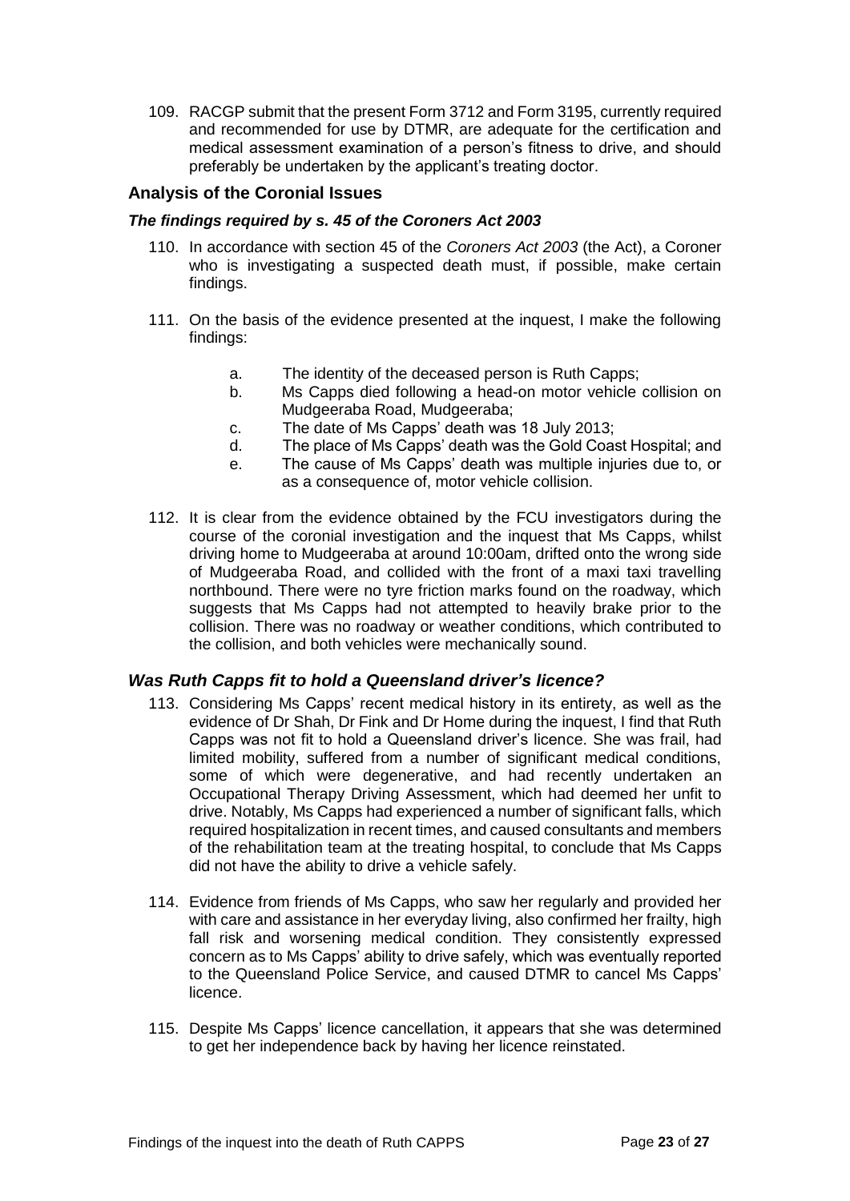109. RACGP submit that the present Form 3712 and Form 3195, currently required and recommended for use by DTMR, are adequate for the certification and medical assessment examination of a person's fitness to drive, and should preferably be undertaken by the applicant's treating doctor.

## Analysis of the Coronial Issues

### *The findings required by s. 45 of the Coroners Act 2003*

110. In accordance with section 45 of the *Coroners Act 2003* (the Act), a Coroner who is investigating a suspected death must, if possible, make certain findings.

111. On the basis of the evidence presented at the inquest, I make the following findings:

   a. The identity of the deceased person is Ruth Capps;
   b. Ms Capps died following a head-on motor vehicle collision on Mudgeeraba Road, Mudgeeraba;
   c. The date of Ms Capps' death was 18 July 2013;
   d. The place of Ms Capps' death was the Gold Coast Hospital; and
   e. The cause of Ms Capps' death was multiple injuries due to, or as a consequence of, motor vehicle collision.

112. It is clear from the evidence obtained by the FCU investigators during the course of the coronial investigation and the inquest that Ms Capps, whilst driving home to Mudgeeraba at around 10:00am, drifted onto the wrong side of Mudgeeraba Road, and collided with the front of a maxi taxi travelling northbound. There were no tyre friction marks found on the roadway, which suggests that Ms Capps had not attempted to heavily brake prior to the collision. There was no roadway or weather conditions, which contributed to the collision, and both vehicles were mechanically sound.

## *Was Ruth Capps fit to hold a Queensland driver's licence?*

113. Considering Ms Capps' recent medical history in its entirety, as well as the evidence of Dr Shah, Dr Fink and Dr Home during the inquest, I find that Ruth Capps was not fit to hold a Queensland driver's licence. She was frail, had limited mobility, suffered from a number of significant medical conditions, some of which were degenerative, and had recently undertaken an Occupational Therapy Driving Assessment, which had deemed her unfit to drive. Notably, Ms Capps had experienced a number of significant falls, which required hospitalization in recent times, and caused consultants and members of the rehabilitation team at the treating hospital, to conclude that Ms Capps did not have the ability to drive a vehicle safely.

114. Evidence from friends of Ms Capps, who saw her regularly and provided her with care and assistance in her everyday living, also confirmed her frailty, high fall risk and worsening medical condition. They consistently expressed concern as to Ms Capps' ability to drive safely, which was eventually reported to the Queensland Police Service, and caused DTMR to cancel Ms Capps' licence.

115. Despite Ms Capps' licence cancellation, it appears that she was determined to get her independence back by having her licence reinstated.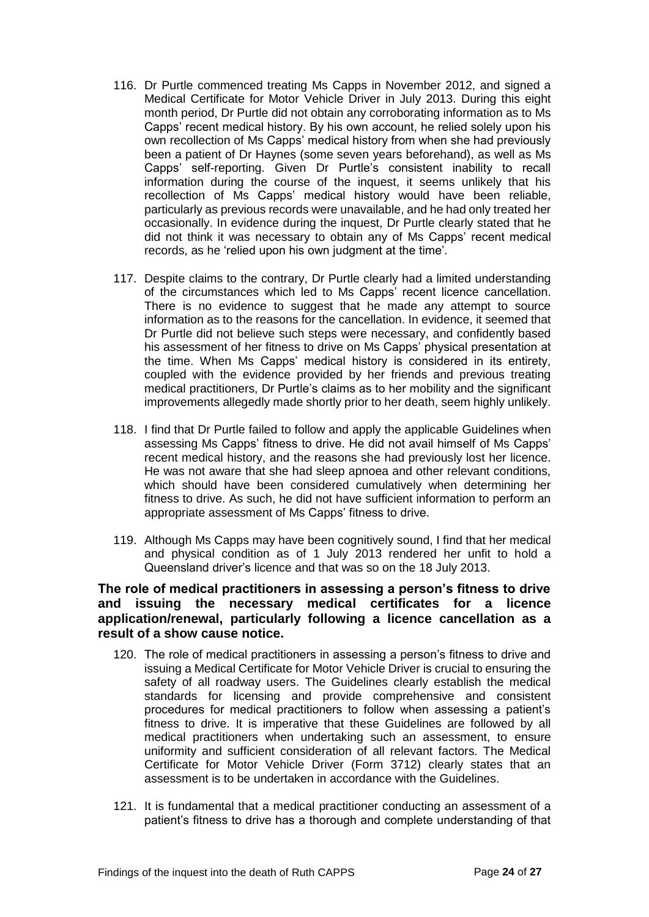116. Dr Purtle commenced treating Ms Capps in November 2012, and signed a Medical Certificate for Motor Vehicle Driver in July 2013. During this eight month period, Dr Purtle did not obtain any corroborating information as to Ms Capps' recent medical history. By his own account, he relied solely upon his own recollection of Ms Capps' medical history from when she had previously been a patient of Dr Haynes (some seven years beforehand), as well as Ms Capps' self-reporting. Given Dr Purtle's consistent inability to recall information during the course of the inquest, it seems unlikely that his recollection of Ms Capps' medical history would have been reliable, particularly as previous records were unavailable, and he had only treated her occasionally. In evidence during the inquest, Dr Purtle clearly stated that he did not think it was necessary to obtain any of Ms Capps' recent medical records, as he 'relied upon his own judgment at the time'.

117. Despite claims to the contrary, Dr Purtle clearly had a limited understanding of the circumstances which led to Ms Capps' recent licence cancellation. There is no evidence to suggest that he made any attempt to source information as to the reasons for the cancellation. In evidence, it seemed that Dr Purtle did not believe such steps were necessary, and confidently based his assessment of her fitness to drive on Ms Capps' physical presentation at the time. When Ms Capps' medical history is considered in its entirety, coupled with the evidence provided by her friends and previous treating medical practitioners, Dr Purtle's claims as to her mobility and the significant improvements allegedly made shortly prior to her death, seem highly unlikely.

118. I find that Dr Purtle failed to follow and apply the applicable Guidelines when assessing Ms Capps' fitness to drive. He did not avail himself of Ms Capps' recent medical history, and the reasons she had previously lost her licence. He was not aware that she had sleep apnoea and other relevant conditions, which should have been considered cumulatively when determining her fitness to drive. As such, he did not have sufficient information to perform an appropriate assessment of Ms Capps' fitness to drive.

119. Although Ms Capps may have been cognitively sound, I find that her medical and physical condition as of 1 July 2013 rendered her unfit to hold a Queensland driver's licence and that was so on the 18 July 2013.

### The role of medical practitioners in assessing a person's fitness to drive and issuing the necessary medical certificates for a licence application/renewal, particularly following a licence cancellation as a result of a show cause notice.

120. The role of medical practitioners in assessing a person's fitness to drive and issuing a Medical Certificate for Motor Vehicle Driver is crucial to ensuring the safety of all roadway users. The Guidelines clearly establish the medical standards for licensing and provide comprehensive and consistent procedures for medical practitioners to follow when assessing a patient's fitness to drive. It is imperative that these Guidelines are followed by all medical practitioners when undertaking such an assessment, to ensure uniformity and sufficient consideration of all relevant factors. The Medical Certificate for Motor Vehicle Driver (Form 3712) clearly states that an assessment is to be undertaken in accordance with the Guidelines.

121. It is fundamental that a medical practitioner conducting an assessment of a patient's fitness to drive has a thorough and complete understanding of that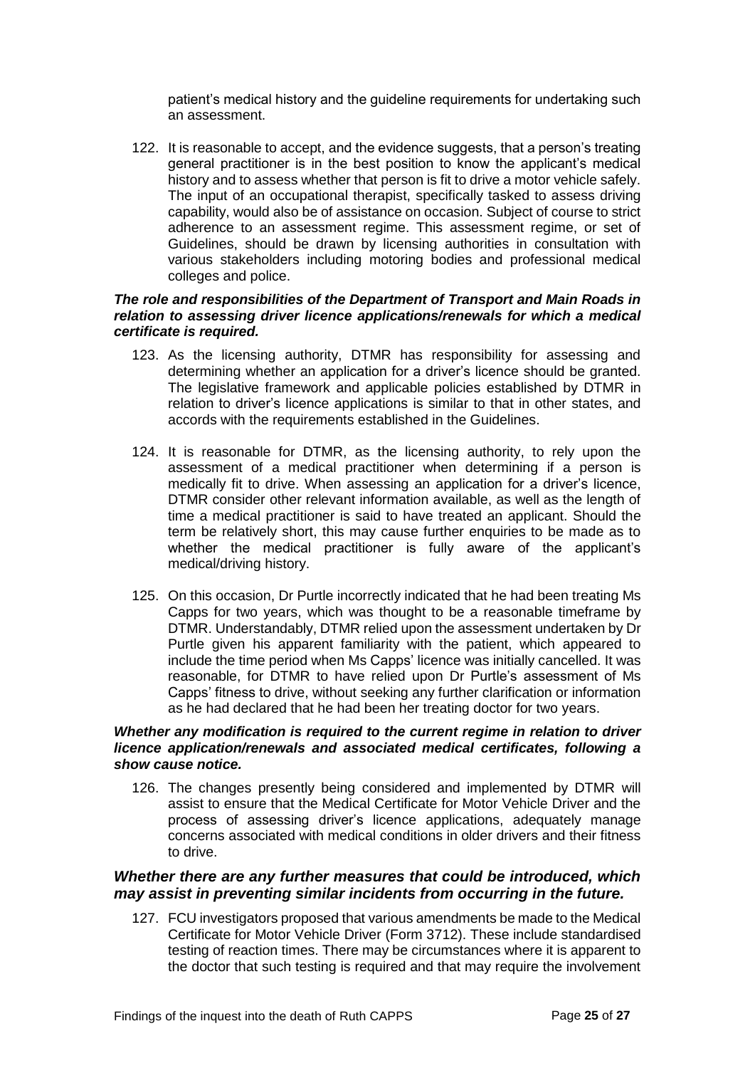patient's medical history and the guideline requirements for undertaking such an assessment.

122. It is reasonable to accept, and the evidence suggests, that a person's treating general practitioner is in the best position to know the applicant's medical history and to assess whether that person is fit to drive a motor vehicle safely. The input of an occupational therapist, specifically tasked to assess driving capability, would also be of assistance on occasion. Subject of course to strict adherence to an assessment regime. This assessment regime, or set of Guidelines, should be drawn by licensing authorities in consultation with various stakeholders including motoring bodies and professional medical colleges and police.

***The role and responsibilities of the Department of Transport and Main Roads in relation to assessing driver licence applications/renewals for which a medical certificate is required.***

123. As the licensing authority, DTMR has responsibility for assessing and determining whether an application for a driver's licence should be granted. The legislative framework and applicable policies established by DTMR in relation to driver's licence applications is similar to that in other states, and accords with the requirements established in the Guidelines.

124. It is reasonable for DTMR, as the licensing authority, to rely upon the assessment of a medical practitioner when determining if a person is medically fit to drive. When assessing an application for a driver's licence, DTMR consider other relevant information available, as well as the length of time a medical practitioner is said to have treated an applicant. Should the term be relatively short, this may cause further enquiries to be made as to whether the medical practitioner is fully aware of the applicant's medical/driving history.

125. On this occasion, Dr Purtle incorrectly indicated that he had been treating Ms Capps for two years, which was thought to be a reasonable timeframe by DTMR. Understandably, DTMR relied upon the assessment undertaken by Dr Purtle given his apparent familiarity with the patient, which appeared to include the time period when Ms Capps' licence was initially cancelled. It was reasonable, for DTMR to have relied upon Dr Purtle's assessment of Ms Capps' fitness to drive, without seeking any further clarification or information as he had declared that he had been her treating doctor for two years.

***Whether any modification is required to the current regime in relation to driver licence application/renewals and associated medical certificates, following a show cause notice.***

126. The changes presently being considered and implemented by DTMR will assist to ensure that the Medical Certificate for Motor Vehicle Driver and the process of assessing driver's licence applications, adequately manage concerns associated with medical conditions in older drivers and their fitness to drive.

### *Whether there are any further measures that could be introduced, which may assist in preventing similar incidents from occurring in the future.*

127. FCU investigators proposed that various amendments be made to the Medical Certificate for Motor Vehicle Driver (Form 3712). These include standardised testing of reaction times. There may be circumstances where it is apparent to the doctor that such testing is required and that may require the involvement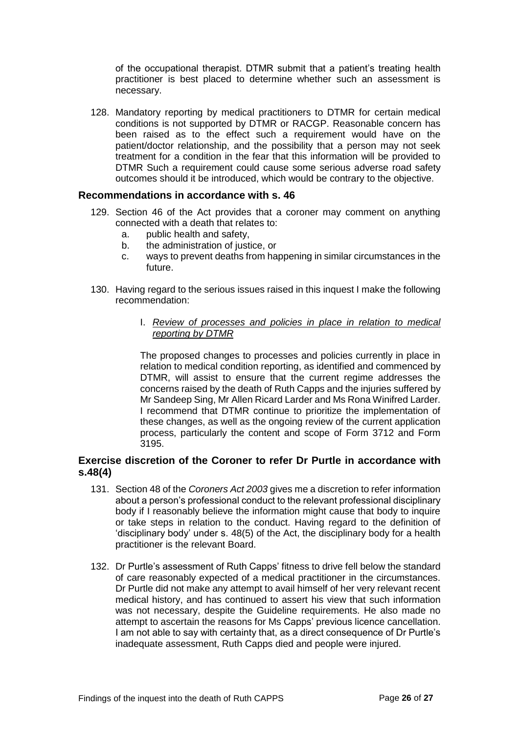of the occupational therapist. DTMR submit that a patient's treating health practitioner is best placed to determine whether such an assessment is necessary.

128. Mandatory reporting by medical practitioners to DTMR for certain medical conditions is not supported by DTMR or RACGP. Reasonable concern has been raised as to the effect such a requirement would have on the patient/doctor relationship, and the possibility that a person may not seek treatment for a condition in the fear that this information will be provided to DTMR Such a requirement could cause some serious adverse road safety outcomes should it be introduced, which would be contrary to the objective.

## Recommendations in accordance with s. 46

129. Section 46 of the Act provides that a coroner may comment on anything connected with a death that relates to:
    a. public health and safety,
    b. the administration of justice, or
    c. ways to prevent deaths from happening in similar circumstances in the future.

130. Having regard to the serious issues raised in this inquest I make the following recommendation:

    I. *Review of processes and policies in place in relation to medical reporting by DTMR*

    The proposed changes to processes and policies currently in place in relation to medical condition reporting, as identified and commenced by DTMR, will assist to ensure that the current regime addresses the concerns raised by the death of Ruth Capps and the injuries suffered by Mr Sandeep Sing, Mr Allen Ricard Larder and Ms Rona Winifred Larder. I recommend that DTMR continue to prioritize the implementation of these changes, as well as the ongoing review of the current application process, particularly the content and scope of Form 3712 and Form 3195.

## Exercise discretion of the Coroner to refer Dr Purtle in accordance with s.48(4)

131. Section 48 of the *Coroners Act 2003* gives me a discretion to refer information about a person's professional conduct to the relevant professional disciplinary body if I reasonably believe the information might cause that body to inquire or take steps in relation to the conduct. Having regard to the definition of 'disciplinary body' under s. 48(5) of the Act, the disciplinary body for a health practitioner is the relevant Board.

132. Dr Purtle's assessment of Ruth Capps' fitness to drive fell below the standard of care reasonably expected of a medical practitioner in the circumstances. Dr Purtle did not make any attempt to avail himself of her very relevant recent medical history, and has continued to assert his view that such information was not necessary, despite the Guideline requirements. He also made no attempt to ascertain the reasons for Ms Capps' previous licence cancellation. I am not able to say with certainty that, as a direct consequence of Dr Purtle's inadequate assessment, Ruth Capps died and people were injured.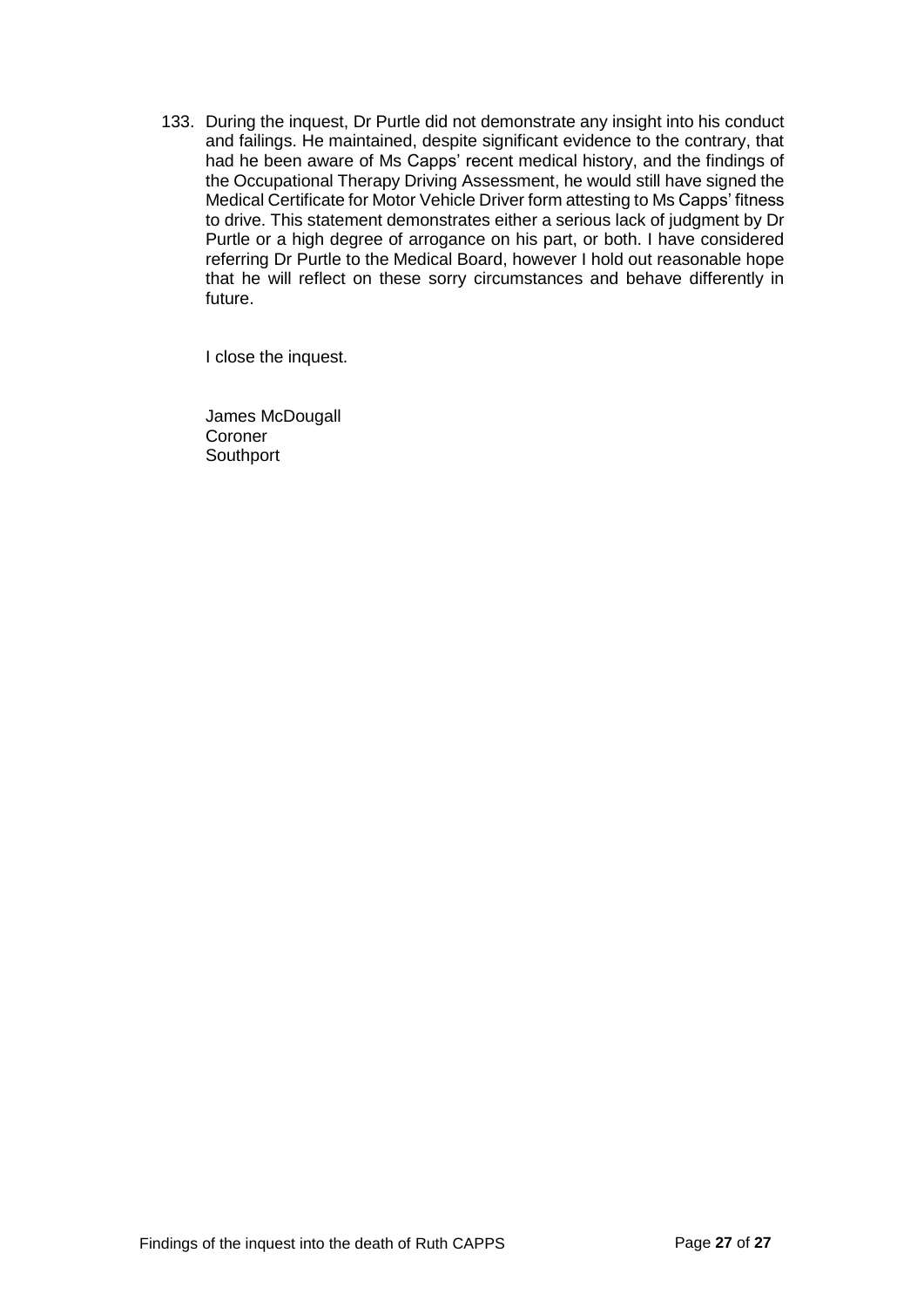133. During the inquest, Dr Purtle did not demonstrate any insight into his conduct and failings. He maintained, despite significant evidence to the contrary, that had he been aware of Ms Capps' recent medical history, and the findings of the Occupational Therapy Driving Assessment, he would still have signed the Medical Certificate for Motor Vehicle Driver form attesting to Ms Capps' fitness to drive. This statement demonstrates either a serious lack of judgment by Dr Purtle or a high degree of arrogance on his part, or both. I have considered referring Dr Purtle to the Medical Board, however I hold out reasonable hope that he will reflect on these sorry circumstances and behave differently in future.

I close the inquest.

James McDougall
Coroner
Southport